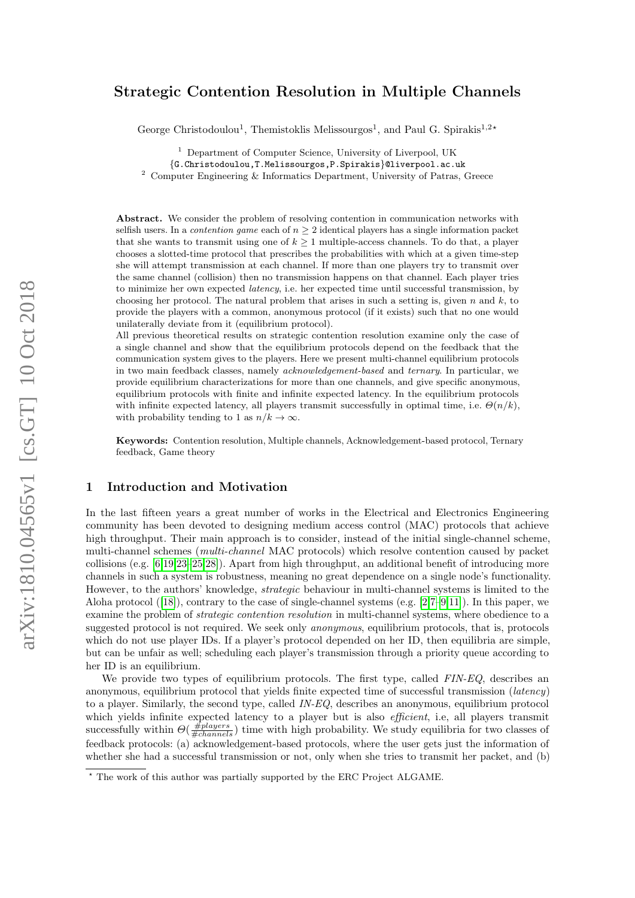# Strategic Contention Resolution in Multiple Channels

George Christodoulou[1], Themistoklis Melissourgos[1], and Paul G. Spirakis[1,2]*

[1] Department of Computer Science, University of Liverpool, UK
{G.Christodoulou,T.Melissourgos,P.Spirakis}@liverpool.ac.uk
[2] Computer Engineering & Informatics Department, University of Patras, Greece

**Abstract.** We consider the problem of resolving contention in communication networks with selfish users. In a *contention game* each of $n \geq 2$ identical players has a single information packet that she wants to transmit using one of $k \geq 1$ multiple-access channels. To do that, a player chooses a slotted-time protocol that prescribes the probabilities with which at a given time-step she will attempt transmission at each channel. If more than one players try to transmit over the same channel (collision) then no transmission happens on that channel. Each player tries to minimize her own expected *latency*, i.e. her expected time until successful transmission, by choosing her protocol. The natural problem that arises in such a setting is, given $n$ and $k$, to provide the players with a common, anonymous protocol (if it exists) such that no one would unilaterally deviate from it (equilibrium protocol).

All previous theoretical results on strategic contention resolution examine only the case of a single channel and show that the equilibrium protocols depend on the feedback that the communication system gives to the players. Here we present multi-channel equilibrium protocols in two main feedback classes, namely *acknowledgement-based* and *ternary*. In particular, we provide equilibrium characterizations for more than one channels, and give specific anonymous, equilibrium protocols with finite and infinite expected latency. In the equilibrium protocols with infinite expected latency, all players transmit successfully in optimal time, i.e. $\Theta(n/k)$, with probability tending to 1 as $n/k \to \infty$.

**Keywords:** Contention resolution, Multiple channels, Acknowledgement-based protocol, Ternary feedback, Game theory

## 1 Introduction and Motivation

In the last fifteen years a great number of works in the Electrical and Electronics Engineering community has been devoted to designing medium access control (MAC) protocols that achieve high throughput. Their main approach is to consider, instead of the initial single-channel scheme, multi-channel schemes (*multi-channel* MAC protocols) which resolve contention caused by packet collisions (e.g. [6,19,23–25,28]). Apart from high throughput, an additional benefit of introducing more channels in such a system is robustness, meaning no great dependence on a single node's functionality. However, to the authors' knowledge, *strategic* behaviour in multi-channel systems is limited to the Aloha protocol ([18]), contrary to the case of single-channel systems (e.g. [2,7–9,11]). In this paper, we examine the problem of *strategic contention resolution* in multi-channel systems, where obedience to a suggested protocol is not required. We seek only *anonymous*, equilibrium protocols, that is, protocols which do not use player IDs. If a player's protocol depended on her ID, then equilibria are simple, but can be unfair as well; scheduling each player's transmission through a priority queue according to her ID is an equilibrium.

We provide two types of equilibrium protocols. The first type, called *FIN-EQ*, describes an anonymous, equilibrium protocol that yields finite expected time of successful transmission (*latency*) to a player. Similarly, the second type, called *IN-EQ*, describes an anonymous, equilibrium protocol which yields infinite expected latency to a player but is also *efficient*, i.e, all players transmit successfully within $\Theta(\frac{\#players}{\#channels})$ time with high probability. We study equilibria for two classes of feedback protocols: (a) acknowledgement-based protocols, where the user gets just the information of whether she had a successful transmission or not, only when she tries to transmit her packet, and (b)

* The work of this author was partially supported by the ERC Project ALGAME.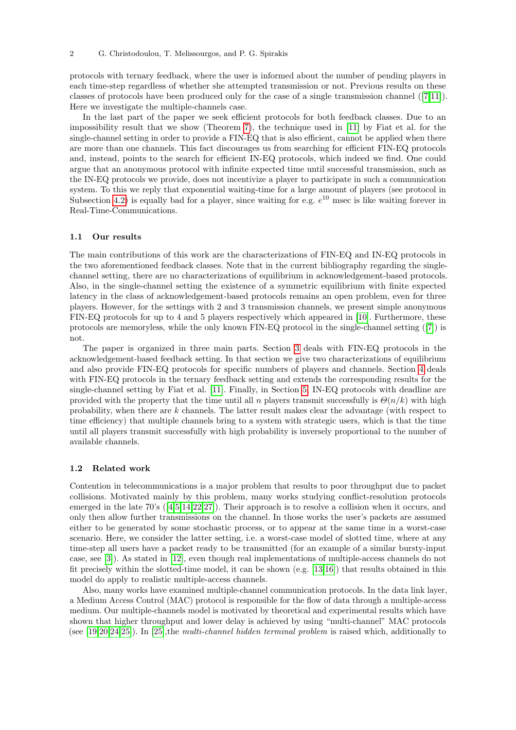protocols with ternary feedback, where the user is informed about the number of pending players in each time-step regardless of whether she attempted transmission or not. Previous results on these classes of protocols have been produced only for the case of a single transmission channel ([7,11]). Here we investigate the multiple-channels case.

In the last part of the paper we seek efficient protocols for both feedback classes. Due to an impossibility result that we show (Theorem 7), the technique used in [11] by Fiat et al. for the single-channel setting in order to provide a FIN-EQ that is also efficient, cannot be applied when there are more than one channels. This fact discourages us from searching for efficient FIN-EQ protocols and, instead, points to the search for efficient IN-EQ protocols, which indeed we find. One could argue that an anonymous protocol with infinite expected time until successful transmission, such as the IN-EQ protocols we provide, does not incentivize a player to participate in such a communication system. To this we reply that exponential waiting-time for a large amount of players (see protocol in Subsection 4.2) is equally bad for a player, since waiting for e.g. $e^{10}$ msec is like waiting forever in Real-Time-Communications.

### 1.1 Our results

The main contributions of this work are the characterizations of FIN-EQ and IN-EQ protocols in the two aforementioned feedback classes. Note that in the current bibliography regarding the single-channel setting, there are no characterizations of equilibrium in acknowledgement-based protocols. Also, in the single-channel setting the existence of a symmetric equilibrium with finite expected latency in the class of acknowledgement-based protocols remains an open problem, even for three players. However, for the settings with 2 and 3 transmission channels, we present simple anonymous FIN-EQ protocols for up to 4 and 5 players respectively which appeared in [10]. Furthermore, these protocols are memoryless, while the only known FIN-EQ protocol in the single-channel setting ([7]) is not.

The paper is organized in three main parts. Section 3 deals with FIN-EQ protocols in the acknowledgement-based feedback setting. In that section we give two characterizations of equilibrium and also provide FIN-EQ protocols for specific numbers of players and channels. Section 4 deals with FIN-EQ protocols in the ternary feedback setting and extends the corresponding results for the single-channel setting by Fiat et al. [11]. Finally, in Section 5, IN-EQ protocols with deadline are provided with the property that the time until all $n$ players transmit successfully is $\Theta(n/k)$ with high probability, when there are $k$ channels. The latter result makes clear the advantage (with respect to time efficiency) that multiple channels bring to a system with strategic users, which is that the time until all players transmit successfully with high probability is inversely proportional to the number of available channels.

### 1.2 Related work

Contention in telecommunications is a major problem that results to poor throughput due to packet collisions. Motivated mainly by this problem, many works studying conflict-resolution protocols emerged in the late 70's ([4,5,14,22,27]). Their approach is to resolve a collision when it occurs, and only then allow further transmissions on the channel. In those works the user's packets are assumed either to be generated by some stochastic process, or to appear at the same time in a worst-case scenario. Here, we consider the latter setting, i.e. a worst-case model of slotted time, where at any time-step all users have a packet ready to be transmitted (for an example of a similar bursty-input case, see [3]). As stated in [12], even though real implementations of multiple-access channels do not fit precisely within the slotted-time model, it can be shown (e.g. [13,16]) that results obtained in this model do apply to realistic multiple-access channels.

Also, many works have examined multiple-channel communication protocols. In the data link layer, a Medium Access Control (MAC) protocol is responsible for the flow of data through a multiple-access medium. Our multiple-channels model is motivated by theoretical and experimental results which have shown that higher throughput and lower delay is achieved by using "multi-channel" MAC protocols (see [19,20,24,25]). In [25],the *multi-channel hidden terminal problem* is raised which, additionally to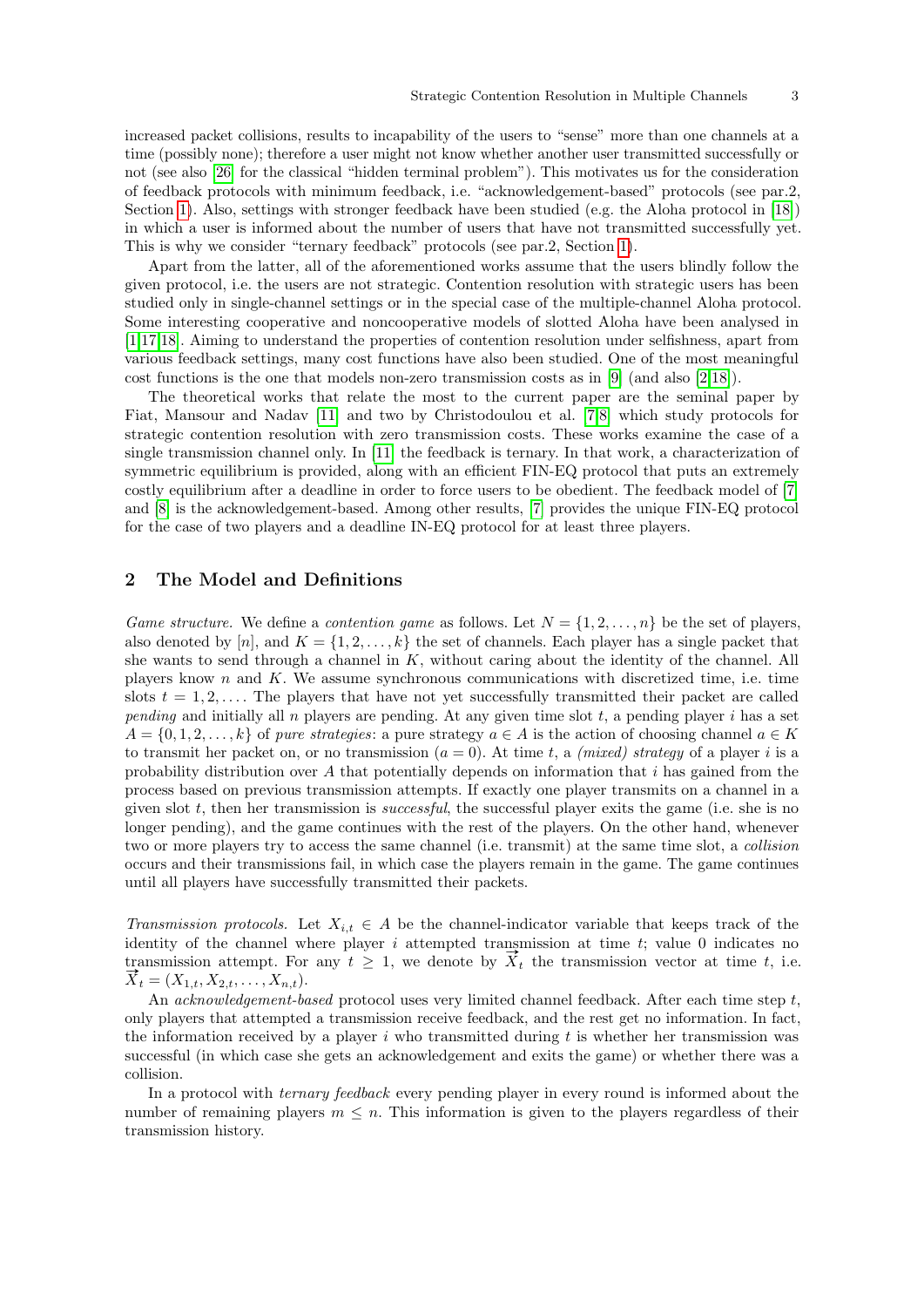increased packet collisions, results to incapability of the users to "sense" more than one channels at a time (possibly none); therefore a user might not know whether another user transmitted successfully or not (see also [26] for the classical "hidden terminal problem"). This motivates us for the consideration of feedback protocols with minimum feedback, i.e. "acknowledgement-based" protocols (see par.2, Section 1). Also, settings with stronger feedback have been studied (e.g. the Aloha protocol in [18]) in which a user is informed about the number of users that have not transmitted successfully yet. This is why we consider "ternary feedback" protocols (see par.2, Section 1).

Apart from the latter, all of the aforementioned works assume that the users blindly follow the given protocol, i.e. the users are not strategic. Contention resolution with strategic users has been studied only in single-channel settings or in the special case of the multiple-channel Aloha protocol. Some interesting cooperative and noncooperative models of slotted Aloha have been analysed in [1,17,18]. Aiming to understand the properties of contention resolution under selfishness, apart from various feedback settings, many cost functions have also been studied. One of the most meaningful cost functions is the one that models non-zero transmission costs as in [9] (and also [2,18]).

The theoretical works that relate the most to the current paper are the seminal paper by Fiat, Mansour and Nadav [11] and two by Christodoulou et al. [7,8] which study protocols for strategic contention resolution with zero transmission costs. These works examine the case of a single transmission channel only. In [11] the feedback is ternary. In that work, a characterization of symmetric equilibrium is provided, along with an efficient FIN-EQ protocol that puts an extremely costly equilibrium after a deadline in order to force users to be obedient. The feedback model of [7] and [8] is the acknowledgement-based. Among other results, [7] provides the unique FIN-EQ protocol for the case of two players and a deadline IN-EQ protocol for at least three players.

## 2 The Model and Definitions

*Game structure.* We define a *contention game* as follows. Let $N = \{1, 2, \ldots, n\}$ be the set of players, also denoted by $[n]$, and $K = \{1, 2, \ldots, k\}$ the set of channels. Each player has a single packet that she wants to send through a channel in $K$, without caring about the identity of the channel. All players know $n$ and $K$. We assume synchronous communications with discretized time, i.e. time slots $t = 1, 2, \ldots$. The players that have not yet successfully transmitted their packet are called *pending* and initially all $n$ players are pending. At any given time slot $t$, a pending player $i$ has a set $A = \{0, 1, 2, \ldots, k\}$ of *pure strategies*: a pure strategy $a \in A$ is the action of choosing channel $a \in K$ to transmit her packet on, or no transmission ($a = 0$). At time $t$, a *(mixed) strategy* of a player $i$ is a probability distribution over $A$ that potentially depends on information that $i$ has gained from the process based on previous transmission attempts. If exactly one player transmits on a channel in a given slot $t$, then her transmission is *successful*, the successful player exits the game (i.e. she is no longer pending), and the game continues with the rest of the players. On the other hand, whenever two or more players try to access the same channel (i.e. transmit) at the same time slot, a *collision* occurs and their transmissions fail, in which case the players remain in the game. The game continues until all players have successfully transmitted their packets.

*Transmission protocols.* Let $X_{i,t} \in A$ be the channel-indicator variable that keeps track of the identity of the channel where player $i$ attempted transmission at time $t$; value 0 indicates no transmission attempt. For any $t \geq 1$, we denote by $\overrightarrow{X}_t$ the transmission vector at time $t$, i.e. $\overrightarrow{X}_t = (X_{1,t}, X_{2,t}, \ldots, X_{n,t})$.

An *acknowledgement-based* protocol uses very limited channel feedback. After each time step $t$, only players that attempted a transmission receive feedback, and the rest get no information. In fact, the information received by a player $i$ who transmitted during $t$ is whether her transmission was successful (in which case she gets an acknowledgement and exits the game) or whether there was a collision.

In a protocol with *ternary feedback* every pending player in every round is informed about the number of remaining players $m \leq n$. This information is given to the players regardless of their transmission history.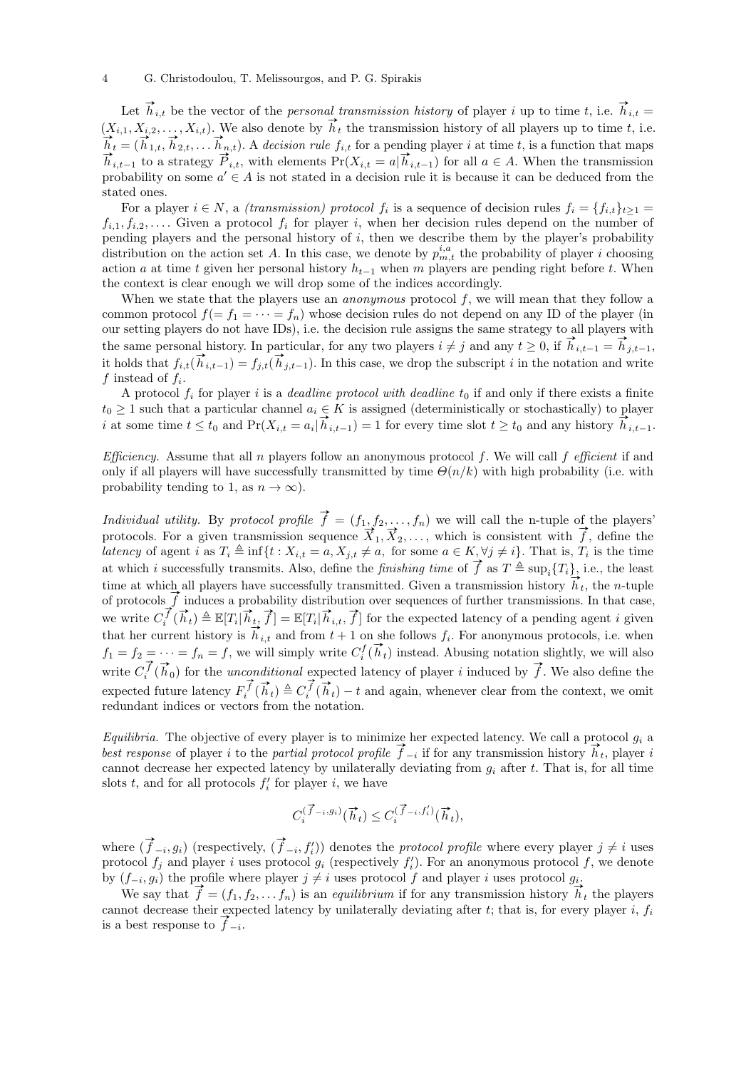Let $\overrightarrow{h}_{i,t}$ be the vector of the *personal transmission history* of player $i$ up to time $t$, i.e. $\overrightarrow{h}_{i,t} = (X_{i,1}, X_{i,2}, \ldots, X_{i,t})$. We also denote by $\overrightarrow{h}_t$ the transmission history of all players up to time $t$, i.e. $\overrightarrow{h}_t = (\overrightarrow{h}_{1,t}, \overrightarrow{h}_{2,t}, \ldots \overrightarrow{h}_{n,t})$. A *decision rule* $f_{i,t}$ for a pending player $i$ at time $t$, is a function that maps $\overrightarrow{h}_{i,t-1}$ to a strategy $\overrightarrow{P}_{i,t}$, with elements $\Pr(X_{i,t} = a | \overrightarrow{h}_{i,t-1})$ for all $a \in A$. When the transmission probability on some $a' \in A$ is not stated in a decision rule it is because it can be deduced from the stated ones.

For a player $i \in N$, a *(transmission) protocol* $f_i$ is a sequence of decision rules $f_i = \{f_{i,t}\}_{t \geq 1} = f_{i,1}, f_{i,2}, \ldots$. Given a protocol $f_i$ for player $i$, when her decision rules depend on the number of pending players and the personal history of $i$, then we describe them by the player's probability distribution on the action set $A$. In this case, we denote by $p^{i,a}_{m,t}$ the probability of player $i$ choosing action $a$ at time $t$ given her personal history $h_{t-1}$ when $m$ players are pending right before $t$. When the context is clear enough we will drop some of the indices accordingly.

When we state that the players use an *anonymous* protocol $f$, we will mean that they follow a common protocol $f (= f_1 = \cdots = f_n)$ whose decision rules do not depend on any ID of the player (in our setting players do not have IDs), i.e. the decision rule assigns the same strategy to all players with the same personal history. In particular, for any two players $i \neq j$ and any $t \geq 0$, if $\overrightarrow{h}_{i,t-1} = \overrightarrow{h}_{j,t-1}$, it holds that $f_{i,t}(\overrightarrow{h}_{i,t-1}) = f_{j,t}(\overrightarrow{h}_{j,t-1})$. In this case, we drop the subscript $i$ in the notation and write $f$ instead of $f_i$.

A protocol $f_i$ for player $i$ is a *deadline protocol with deadline* $t_0$ if and only if there exists a finite $t_0 \geq 1$ such that a particular channel $a_i \in K$ is assigned (deterministically or stochastically) to player $i$ at some time $t \leq t_0$ and $\Pr(X_{i,t} = a_i | \overrightarrow{h}_{i,t-1}) = 1$ for every time slot $t \geq t_0$ and any history $\overrightarrow{h}_{i,t-1}$.

*Efficiency.* Assume that all $n$ players follow an anonymous protocol $f$. We will call $f$ *efficient* if and only if all players will have successfully transmitted by time $\Theta(n/k)$ with high probability (i.e. with probability tending to 1, as $n \to \infty$).

*Individual utility.* By *protocol profile* $\overrightarrow{f} = (f_1, f_2, \ldots, f_n)$ we will call the n-tuple of the players' protocols. For a given transmission sequence $\overrightarrow{X}_1, \overrightarrow{X}_2, \ldots$, which is consistent with $\overrightarrow{f}$, define the *latency* of agent $i$ as $T_i \triangleq \inf\{t : X_{i,t} = a, X_{j,t} \neq a, \text{ for some } a \in K, \forall j \neq i\}$. That is, $T_i$ is the time at which $i$ successfully transmits. Also, define the *finishing time* of $\overrightarrow{f}$ as $T \triangleq \sup_i\{T_i\}$, i.e., the least time at which all players have successfully transmitted. Given a transmission history $\overrightarrow{h}_t$, the $n$-tuple of protocols $\overrightarrow{f}$ induces a probability distribution over sequences of further transmissions. In that case, we write $C^{\overrightarrow{f}}_i(\overrightarrow{h}_t) \triangleq \mathbb{E}[T_i | \overrightarrow{h}_t, \overrightarrow{f}] = \mathbb{E}[T_i | \overrightarrow{h}_{i,t}, \overrightarrow{f}]$ for the expected latency of a pending agent $i$ given that her current history is $\overrightarrow{h}_{i,t}$ and from $t+1$ on she follows $f_i$. For anonymous protocols, i.e. when $f_1 = f_2 = \cdots = f_n = f$, we will simply write $C^f_i(\overrightarrow{h}_t)$ instead. Abusing notation slightly, we will also write $C^{\overrightarrow{f}}_i(\overrightarrow{h}_0)$ for the *unconditional* expected latency of player $i$ induced by $\overrightarrow{f}$. We also define the expected future latency $F^{\overrightarrow{f}}_i(\overrightarrow{h}_t) \triangleq C^{\overrightarrow{f}}_i(\overrightarrow{h}_t) - t$ and again, whenever clear from the context, we omit redundant indices or vectors from the notation.

*Equilibria.* The objective of every player is to minimize her expected latency. We call a protocol $g_i$ a *best response* of player $i$ to the *partial protocol profile* $\overrightarrow{f}_{-i}$ if for any transmission history $\overrightarrow{h}_t$, player $i$ cannot decrease her expected latency by unilaterally deviating from $g_i$ after $t$. That is, for all time slots $t$, and for all protocols $f'_i$ for player $i$, we have

$$C^{(\overrightarrow{f}_{-i}, g_i)}_i(\overrightarrow{h}_t) \leq C^{(\overrightarrow{f}_{-i}, f'_i)}_i(\overrightarrow{h}_t),$$

where $(\overrightarrow{f}_{-i}, g_i)$ (respectively, $(\overrightarrow{f}_{-i}, f'_i)$) denotes the *protocol profile* where every player $j \neq i$ uses protocol $f_j$ and player $i$ uses protocol $g_i$ (respectively $f'_i$). For an anonymous protocol $f$, we denote by $(f_{-i}, g_i)$ the profile where player $j \neq i$ uses protocol $f$ and player $i$ uses protocol $g_i$.

We say that $\overrightarrow{f} = (f_1, f_2, \ldots f_n)$ is an *equilibrium* if for any transmission history $\overrightarrow{h}_t$ the players cannot decrease their expected latency by unilaterally deviating after $t$; that is, for every player $i$, $f_i$ is a best response to $\overrightarrow{f}_{-i}$.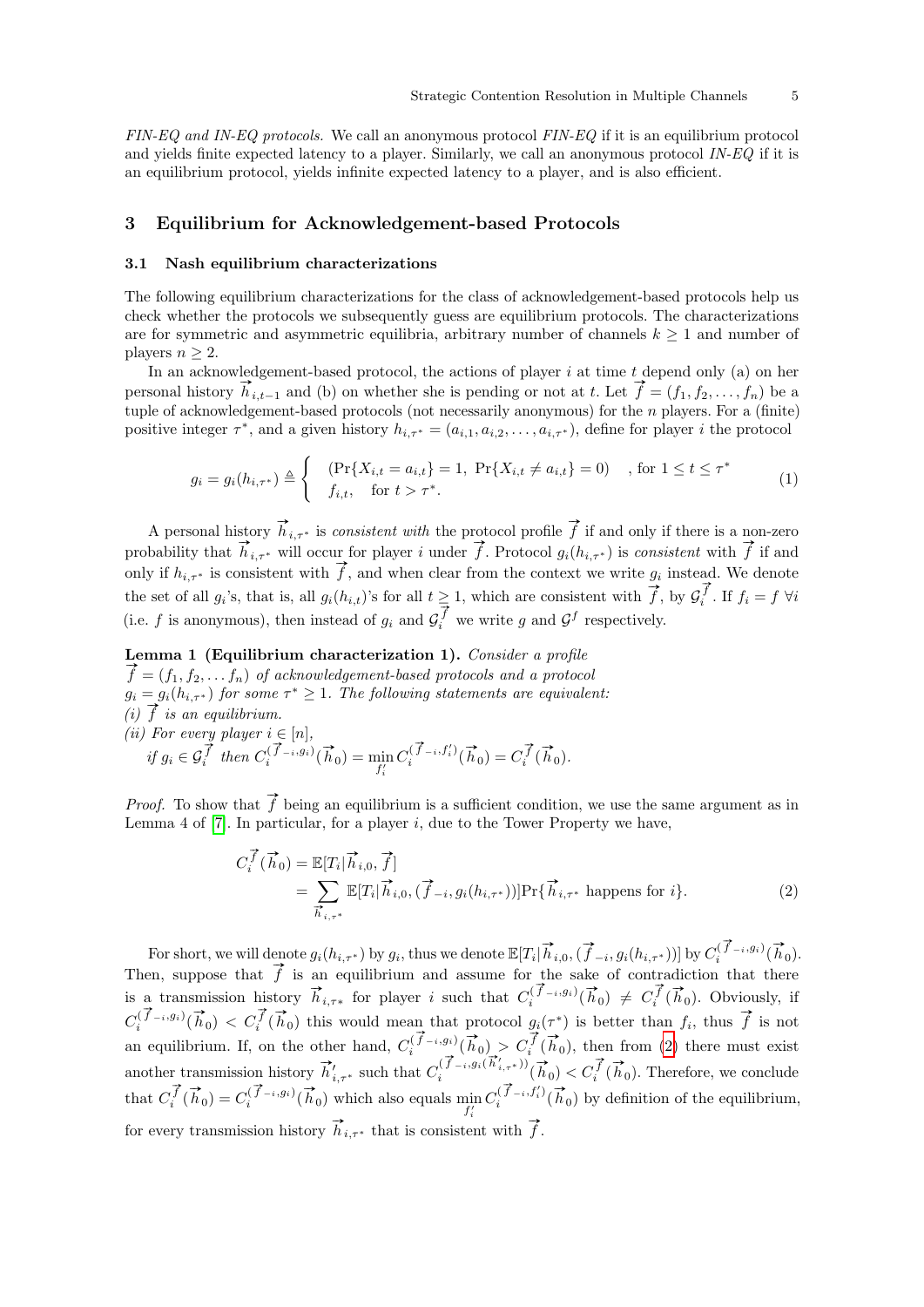*FIN-EQ and IN-EQ protocols.* We call an anonymous protocol *FIN-EQ* if it is an equilibrium protocol and yields finite expected latency to a player. Similarly, we call an anonymous protocol *IN-EQ* if it is an equilibrium protocol, yields infinite expected latency to a player, and is also efficient.

## 3 Equilibrium for Acknowledgement-based Protocols

### 3.1 Nash equilibrium characterizations

The following equilibrium characterizations for the class of acknowledgement-based protocols help us check whether the protocols we subsequently guess are equilibrium protocols. The characterizations are for symmetric and asymmetric equilibria, arbitrary number of channels $k \geq 1$ and number of players $n \geq 2$.

In an acknowledgement-based protocol, the actions of player $i$ at time $t$ depend only (a) on her personal history $\vec{h}_{i,t-1}$ and (b) on whether she is pending or not at $t$. Let $\vec{f} = (f_1, f_2, \ldots, f_n)$ be a tuple of acknowledgement-based protocols (not necessarily anonymous) for the $n$ players. For a (finite) positive integer $\tau^*$, and a given history $h_{i,\tau^*} = (a_{i,1}, a_{i,2}, \ldots, a_{i,\tau^*})$, define for player $i$ the protocol

$$g_i = g_i(h_{i,\tau^*}) \triangleq \begin{cases} (\Pr\{X_{i,t} = a_{i,t}\} = 1,\ \Pr\{X_{i,t} \neq a_{i,t}\} = 0) & \text{, for } 1 \leq t \leq \tau^* \\ f_{i,t}, \quad \text{for } t > \tau^*. \end{cases} \tag{1}$$

A personal history $\vec{h}_{i,\tau^*}$ is *consistent with* the protocol profile $\vec{f}$ if and only if there is a non-zero probability that $\vec{h}_{i,\tau^*}$ will occur for player $i$ under $\vec{f}$. Protocol $g_i(h_{i,\tau^*})$ is *consistent* with $\vec{f}$ if and only if $h_{i,\tau^*}$ is consistent with $\vec{f}$, and when clear from the context we write $g_i$ instead. We denote the set of all $g_i$'s, that is, all $g_i(h_{i,t})$'s for all $t \geq 1$, which are consistent with $\vec{f}$, by $\mathcal{G}_i^{\vec{f}}$. If $f_i = f\ \forall i$ (i.e. $f$ is anonymous), then instead of $g_i$ and $\mathcal{G}_i^{\vec{f}}$ we write $g$ and $\mathcal{G}^f$ respectively.

**Lemma 1 (Equilibrium characterization 1).** *Consider a profile $\vec{f} = (f_1, f_2, \ldots f_n)$ of acknowledgement-based protocols and a protocol $g_i = g_i(h_{i,\tau^*})$ for some $\tau^* \geq 1$. The following statements are equivalent:*
*(i) $\vec{f}$ is an equilibrium.*
*(ii) For every player $i \in [n]$,*
*if $g_i \in \mathcal{G}_i^{\vec{f}}$ then $C_i^{(\vec{f}_{-i}, g_i)}(\vec{h}_0) = \min_{f_i'} C_i^{(\vec{f}_{-i}, f_i')}(\vec{h}_0) = C_i^{\vec{f}}(\vec{h}_0)$.*

*Proof.* To show that $\vec{f}$ being an equilibrium is a sufficient condition, we use the same argument as in Lemma 4 of [7]. In particular, for a player $i$, due to the Tower Property we have,

$$\begin{aligned} C_i^{\vec{f}}(\vec{h}_0) &= \mathbb{E}[T_i | \vec{h}_{i,0}, \vec{f}] \\ &= \sum_{\vec{h}_{i,\tau^*}} \mathbb{E}[T_i | \vec{h}_{i,0}, (\vec{f}_{-i}, g_i(h_{i,\tau^*}))] \Pr\{\vec{h}_{i,\tau^*} \text{ happens for } i\}. \end{aligned} \tag{2}$$

For short, we will denote $g_i(h_{i,\tau^*})$ by $g_i$, thus we denote $\mathbb{E}[T_i | \vec{h}_{i,0}, (\vec{f}_{-i}, g_i(h_{i,\tau^*}))]$ by $C_i^{(\vec{f}_{-i}, g_i)}(\vec{h}_0)$. Then, suppose that $\vec{f}$ is an equilibrium and assume for the sake of contradiction that there is a transmission history $\vec{h}_{i,\tau*}$ for player $i$ such that $C_i^{(\vec{f}_{-i}, g_i)}(\vec{h}_0) \neq C_i^{\vec{f}}(\vec{h}_0)$. Obviously, if $C_i^{(\vec{f}_{-i}, g_i)}(\vec{h}_0) < C_i^{\vec{f}}(\vec{h}_0)$ this would mean that protocol $g_i(\tau^*)$ is better than $f_i$, thus $\vec{f}$ is not an equilibrium. If, on the other hand, $C_i^{(\vec{f}_{-i}, g_i)}(\vec{h}_0) > C_i^{\vec{f}}(\vec{h}_0)$, then from (2) there must exist another transmission history $\vec{h}'_{i,\tau^*}$ such that $C_i^{(\vec{f}_{-i}, g_i(\vec{h}'_{i,\tau^*}))}(\vec{h}_0) < C_i^{\vec{f}}(\vec{h}_0)$. Therefore, we conclude that $C_i^{\vec{f}}(\vec{h}_0) = C_i^{(\vec{f}_{-i}, g_i)}(\vec{h}_0)$ which also equals $\min_{f_i'} C_i^{(\vec{f}_{-i}, f_i')}(\vec{h}_0)$ by definition of the equilibrium, for every transmission history $\vec{h}_{i,\tau^*}$ that is consistent with $\vec{f}$.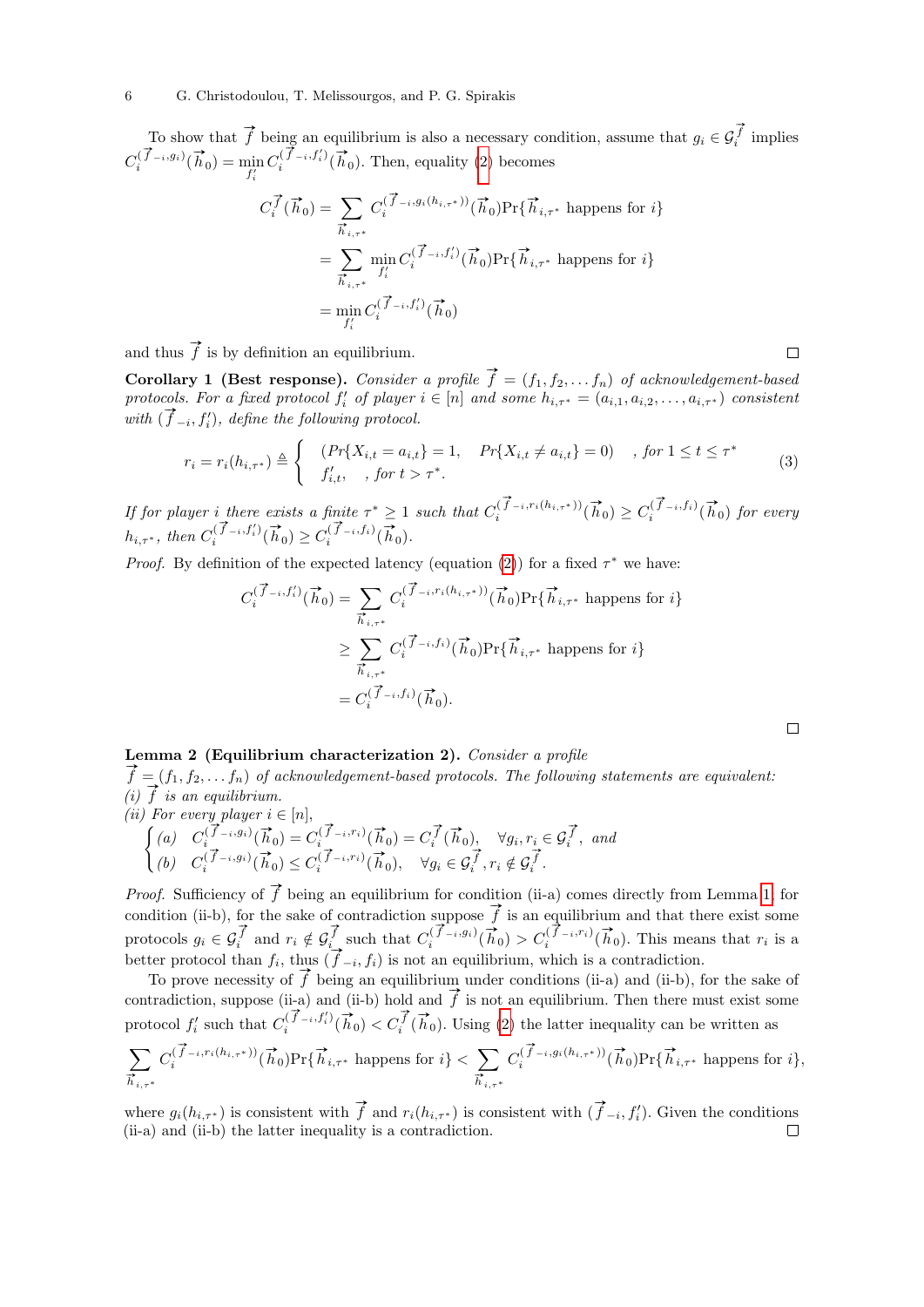To show that $\vec{f}$ being an equilibrium is also a necessary condition, assume that $g_i \in \mathcal{G}_i^{\vec{f}}$ implies $C_i^{(\vec{f}_{-i},g_i)}(\vec{h}_0) = \min_{f_i'} C_i^{(\vec{f}_{-i},f_i')}(\vec{h}_0)$. Then, equality (2) becomes

$$
\begin{aligned}
C_i^{\vec{f}}(\vec{h}_0) &= \sum_{\vec{h}_{i,\tau^*}} C_i^{(\vec{f}_{-i},g_i(h_{i,\tau^*}))}(\vec{h}_0)\Pr\{\vec{h}_{i,\tau^*} \text{ happens for } i\} \\
&= \sum_{\vec{h}_{i,\tau^*}} \min_{f_i'} C_i^{(\vec{f}_{-i},f_i')}(\vec{h}_0)\Pr\{\vec{h}_{i,\tau^*} \text{ happens for } i\} \\
&= \min_{f_i'} C_i^{(\vec{f}_{-i},f_i')}(\vec{h}_0)
\end{aligned}
$$

and thus $\vec{f}$ is by definition an equilibrium. □

**Corollary 1 (Best response).** *Consider a profile $\vec{f} = (f_1, f_2, \dots f_n)$ of acknowledgement-based protocols. For a fixed protocol $f_i'$ of player $i \in [n]$ and some $h_{i,\tau^*} = (a_{i,1}, a_{i,2}, \dots, a_{i,\tau^*})$ consistent with $(\vec{f}_{-i}, f_i')$, define the following protocol.*

$$
r_i = r_i(h_{i,\tau^*}) \triangleq \begin{cases} (Pr\{X_{i,t} = a_{i,t}\} = 1, \quad Pr\{X_{i,t} \neq a_{i,t}\} = 0) & , \text{for } 1 \leq t \leq \tau^* \\ f_{i,t}', \quad , \text{for } t > \tau^*. \end{cases} \tag{3}
$$

*If for player $i$ there exists a finite $\tau^* \geq 1$ such that $C_i^{(\vec{f}_{-i},r_i(h_{i,\tau^*}))}(\vec{h}_0) \geq C_i^{(\vec{f}_{-i},f_i)}(\vec{h}_0)$ for every $h_{i,\tau^*}$, then $C_i^{(\vec{f}_{-i},f_i')}(\vec{h}_0) \geq C_i^{(\vec{f}_{-i},f_i)}(\vec{h}_0)$.*

*Proof.* By definition of the expected latency (equation (2)) for a fixed $\tau^*$ we have:

$$
\begin{aligned}
C_i^{(\vec{f}_{-i},f_i')}(\vec{h}_0) &= \sum_{\vec{h}_{i,\tau^*}} C_i^{(\vec{f}_{-i},r_i(h_{i,\tau^*}))}(\vec{h}_0)\Pr\{\vec{h}_{i,\tau^*} \text{ happens for } i\} \\
&\geq \sum_{\vec{h}_{i,\tau^*}} C_i^{(\vec{f}_{-i},f_i)}(\vec{h}_0)\Pr\{\vec{h}_{i,\tau^*} \text{ happens for } i\} \\
&= C_i^{(\vec{f}_{-i},f_i)}(\vec{h}_0).
\end{aligned}
$$

□

**Lemma 2 (Equilibrium characterization 2).** *Consider a profile $\vec{f} = (f_1, f_2, \dots f_n)$ of acknowledgement-based protocols. The following statements are equivalent:*
*(i) $\vec{f}$ is an equilibrium.*
*(ii) For every player $i \in [n]$,*

$$
\begin{cases} (a) \quad C_i^{(\vec{f}_{-i},g_i)}(\vec{h}_0) = C_i^{(\vec{f}_{-i},r_i)}(\vec{h}_0) = C_i^{\vec{f}}(\vec{h}_0), \quad \forall g_i, r_i \in \mathcal{G}_i^{\vec{f}}, \text{ and} \\ (b) \quad C_i^{(\vec{f}_{-i},g_i)}(\vec{h}_0) \leq C_i^{(\vec{f}_{-i},r_i)}(\vec{h}_0), \quad \forall g_i \in \mathcal{G}_i^{\vec{f}}, r_i \notin \mathcal{G}_i^{\vec{f}}. \end{cases}
$$

*Proof.* Sufficiency of $\vec{f}$ being an equilibrium for condition (ii-a) comes directly from Lemma 1; for condition (ii-b), for the sake of contradiction suppose $\vec{f}$ is an equilibrium and that there exist some protocols $g_i \in \mathcal{G}_i^{\vec{f}}$ and $r_i \notin \mathcal{G}_i^{\vec{f}}$ such that $C_i^{(\vec{f}_{-i},g_i)}(\vec{h}_0) > C_i^{(\vec{f}_{-i},r_i)}(\vec{h}_0)$. This means that $r_i$ is a better protocol than $f_i$, thus $(\vec{f}_{-i}, f_i)$ is not an equilibrium, which is a contradiction.

To prove necessity of $\vec{f}$ being an equilibrium under conditions (ii-a) and (ii-b), for the sake of contradiction, suppose (ii-a) and (ii-b) hold and $\vec{f}$ is not an equilibrium. Then there must exist some protocol $f_i'$ such that $C_i^{(\vec{f}_{-i},f_i')}(\vec{h}_0) < C_i^{\vec{f}}(\vec{h}_0)$. Using (2) the latter inequality can be written as

$$
\sum_{\vec{h}_{i,\tau^*}} C_i^{(\vec{f}_{-i},r_i(h_{i,\tau^*}))}(\vec{h}_0)\Pr\{\vec{h}_{i,\tau^*} \text{ happens for } i\} < \sum_{\vec{h}_{i,\tau^*}} C_i^{(\vec{f}_{-i},g_i(h_{i,\tau^*}))}(\vec{h}_0)\Pr\{\vec{h}_{i,\tau^*} \text{ happens for } i\},
$$

where $g_i(h_{i,\tau^*})$ is consistent with $\vec{f}$ and $r_i(h_{i,\tau^*})$ is consistent with $(\vec{f}_{-i}, f_i')$. Given the conditions (ii-a) and (ii-b) the latter inequality is a contradiction. □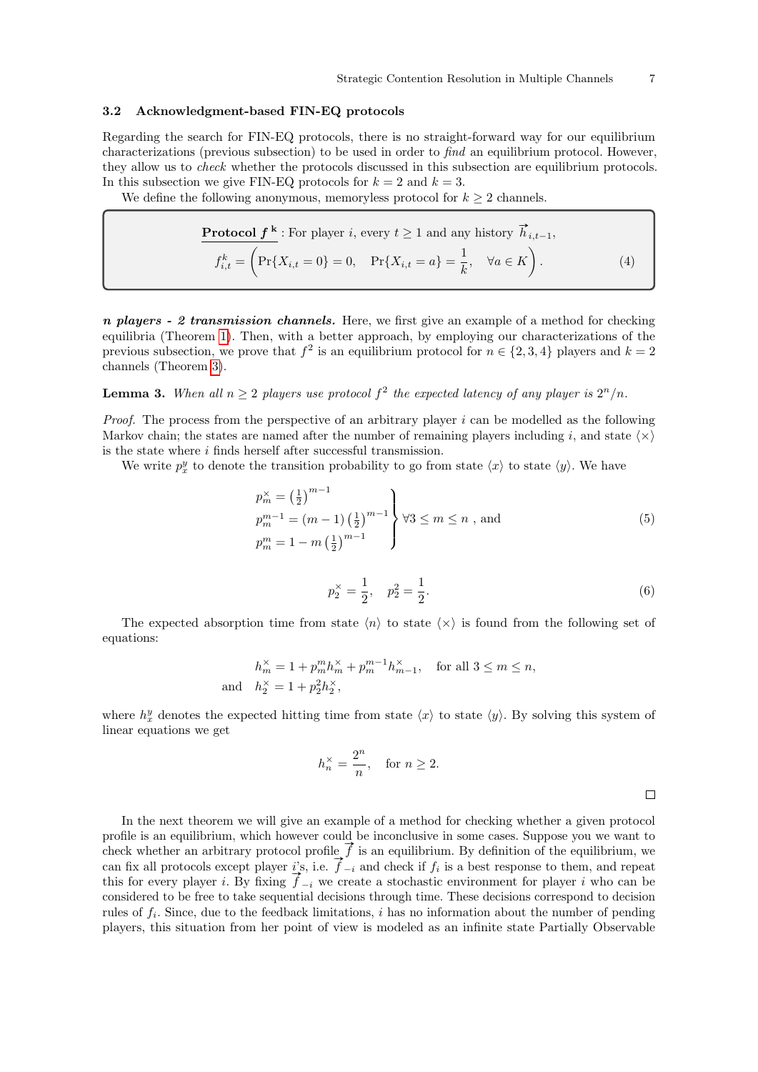### 3.2 Acknowledgment-based FIN-EQ protocols

Regarding the search for FIN-EQ protocols, there is no straight-forward way for our equilibrium characterizations (previous subsection) to be used in order to *find* an equilibrium protocol. However, they allow us to *check* whether the protocols discussed in this subsection are equilibrium protocols. In this subsection we give FIN-EQ protocols for $k = 2$ and $k = 3$.

We define the following anonymous, memoryless protocol for $k \geq 2$ channels.

> **Protocol $f^{\mathbf{k}}$** : For player $i$, every $t \geq 1$ and any history $\vec{h}_{i,t-1}$,
>
> $$f^k_{i,t} = \left( \Pr\{X_{i,t} = 0\} = 0, \quad \Pr\{X_{i,t} = a\} = \frac{1}{k}, \quad \forall a \in K \right). \tag{4}$$

***n players - 2 transmission channels.*** Here, we first give an example of a method for checking equilibria (Theorem 1). Then, with a better approach, by employing our characterizations of the previous subsection, we prove that $f^2$ is an equilibrium protocol for $n \in \{2, 3, 4\}$ players and $k = 2$ channels (Theorem 3).

**Lemma 3.** *When all $n \geq 2$ players use protocol $f^2$ the expected latency of any player is $2^n/n$.*

*Proof.* The process from the perspective of an arbitrary player $i$ can be modelled as the following Markov chain; the states are named after the number of remaining players including $i$, and state $\langle \times \rangle$ is the state where $i$ finds herself after successful transmission.

We write $p^y_x$ to denote the transition probability to go from state $\langle x \rangle$ to state $\langle y \rangle$. We have

$$\left.\begin{aligned} p^{\times}_m &= \left(\tfrac{1}{2}\right)^{m-1} \\ p^{m-1}_m &= (m-1)\left(\tfrac{1}{2}\right)^{m-1} \\ p^m_m &= 1 - m\left(\tfrac{1}{2}\right)^{m-1} \end{aligned}\right\} \forall 3 \leq m \leq n \text{ , and} \tag{5}$$

$$p^{\times}_2 = \frac{1}{2}, \quad p^2_2 = \frac{1}{2}. \tag{6}$$

The expected absorption time from state $\langle n \rangle$ to state $\langle \times \rangle$ is found from the following set of equations:

$$\begin{aligned} h^{\times}_m &= 1 + p^m_m h^{\times}_m + p^{m-1}_m h^{\times}_{m-1}, \quad \text{for all } 3 \leq m \leq n, \\ \text{and} \quad h^{\times}_2 &= 1 + p^2_2 h^{\times}_2, \end{aligned}$$

where $h^y_x$ denotes the expected hitting time from state $\langle x \rangle$ to state $\langle y \rangle$. By solving this system of linear equations we get

$$h^{\times}_n = \frac{2^n}{n}, \quad \text{for } n \geq 2.$$

$\square$

In the next theorem we will give an example of a method for checking whether a given protocol profile is an equilibrium, which however could be inconclusive in some cases. Suppose you we want to check whether an arbitrary protocol profile $\vec{f}$ is an equilibrium. By definition of the equilibrium, we can fix all protocols except player $i$'s, i.e. $\vec{f}_{-i}$ and check if $f_i$ is a best response to them, and repeat this for every player $i$. By fixing $\vec{f}_{-i}$ we create a stochastic environment for player $i$ who can be considered to be free to take sequential decisions through time. These decisions correspond to decision rules of $f_i$. Since, due to the feedback limitations, $i$ has no information about the number of pending players, this situation from her point of view is modeled as an infinite state Partially Observable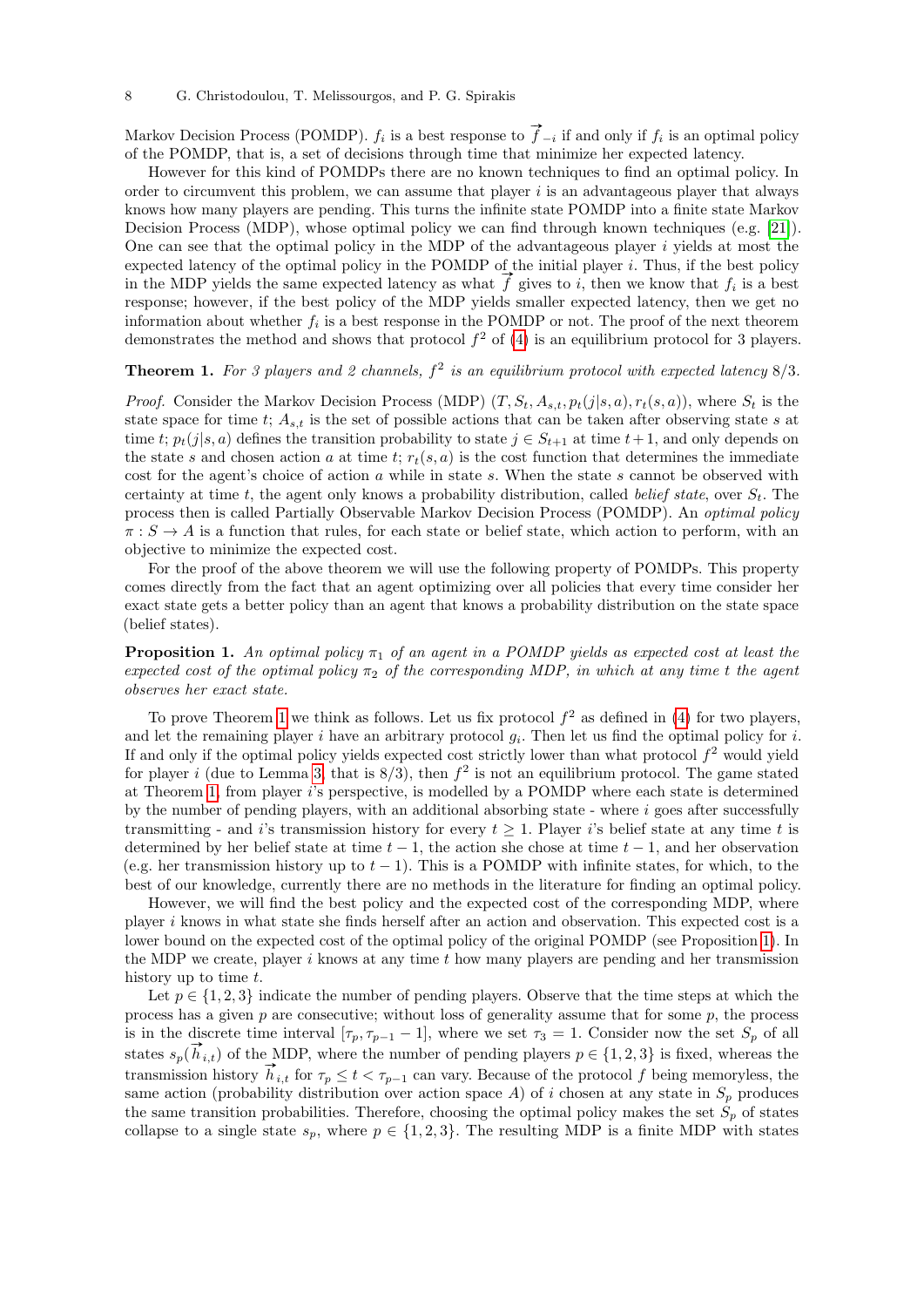Markov Decision Process (POMDP). $f_i$ is a best response to $\overrightarrow{f}_{-i}$ if and only if $f_i$ is an optimal policy of the POMDP, that is, a set of decisions through time that minimize her expected latency.

However for this kind of POMDPs there are no known techniques to find an optimal policy. In order to circumvent this problem, we can assume that player $i$ is an advantageous player that always knows how many players are pending. This turns the infinite state POMDP into a finite state Markov Decision Process (MDP), whose optimal policy we can find through known techniques (e.g. [21]). One can see that the optimal policy in the MDP of the advantageous player $i$ yields at most the expected latency of the optimal policy in the POMDP of the initial player $i$. Thus, if the best policy in the MDP yields the same expected latency as what $\overrightarrow{f}$ gives to $i$, then we know that $f_i$ is a best response; however, if the best policy of the MDP yields smaller expected latency, then we get no information about whether $f_i$ is a best response in the POMDP or not. The proof of the next theorem demonstrates the method and shows that protocol $f^2$ of (4) is an equilibrium protocol for 3 players.

**Theorem 1.** *For 3 players and 2 channels, $f^2$ is an equilibrium protocol with expected latency $8/3$.*

*Proof.* Consider the Markov Decision Process (MDP) $(T, S_t, A_{s,t}, p_t(j|s,a), r_t(s,a))$, where $S_t$ is the state space for time $t$; $A_{s,t}$ is the set of possible actions that can be taken after observing state $s$ at time $t$; $p_t(j|s,a)$ defines the transition probability to state $j \in S_{t+1}$ at time $t+1$, and only depends on the state $s$ and chosen action $a$ at time $t$; $r_t(s,a)$ is the cost function that determines the immediate cost for the agent's choice of action $a$ while in state $s$. When the state $s$ cannot be observed with certainty at time $t$, the agent only knows a probability distribution, called *belief state*, over $S_t$. The process then is called Partially Observable Markov Decision Process (POMDP). An *optimal policy* $\pi : S \to A$ is a function that rules, for each state or belief state, which action to perform, with an objective to minimize the expected cost.

For the proof of the above theorem we will use the following property of POMDPs. This property comes directly from the fact that an agent optimizing over all policies that every time consider her exact state gets a better policy than an agent that knows a probability distribution on the state space (belief states).

**Proposition 1.** *An optimal policy $\pi_1$ of an agent in a POMDP yields as expected cost at least the expected cost of the optimal policy $\pi_2$ of the corresponding MDP, in which at any time $t$ the agent observes her exact state.*

To prove Theorem 1 we think as follows. Let us fix protocol $f^2$ as defined in (4) for two players, and let the remaining player $i$ have an arbitrary protocol $g_i$. Then let us find the optimal policy for $i$. If and only if the optimal policy yields expected cost strictly lower than what protocol $f^2$ would yield for player $i$ (due to Lemma 3, that is $8/3$), then $f^2$ is not an equilibrium protocol. The game stated at Theorem 1, from player $i$'s perspective, is modelled by a POMDP where each state is determined by the number of pending players, with an additional absorbing state - where $i$ goes after successfully transmitting - and $i$'s transmission history for every $t \geq 1$. Player $i$'s belief state at any time $t$ is determined by her belief state at time $t-1$, the action she chose at time $t-1$, and her observation (e.g. her transmission history up to $t-1$). This is a POMDP with infinite states, for which, to the best of our knowledge, currently there are no methods in the literature for finding an optimal policy.

However, we will find the best policy and the expected cost of the corresponding MDP, where player $i$ knows in what state she finds herself after an action and observation. This expected cost is a lower bound on the expected cost of the optimal policy of the original POMDP (see Proposition 1). In the MDP we create, player $i$ knows at any time $t$ how many players are pending and her transmission history up to time $t$.

Let $p \in \{1, 2, 3\}$ indicate the number of pending players. Observe that the time steps at which the process has a given $p$ are consecutive; without loss of generality assume that for some $p$, the process is in the discrete time interval $[\tau_p, \tau_{p-1} - 1]$, where we set $\tau_3 = 1$. Consider now the set $S_p$ of all states $s_p(\overrightarrow{h}_{i,t})$ of the MDP, where the number of pending players $p \in \{1, 2, 3\}$ is fixed, whereas the transmission history $\overrightarrow{h}_{i,t}$ for $\tau_p \leq t < \tau_{p-1}$ can vary. Because of the protocol $f$ being memoryless, the same action (probability distribution over action space $A$) of $i$ chosen at any state in $S_p$ produces the same transition probabilities. Therefore, choosing the optimal policy makes the set $S_p$ of states collapse to a single state $s_p$, where $p \in \{1, 2, 3\}$. The resulting MDP is a finite MDP with states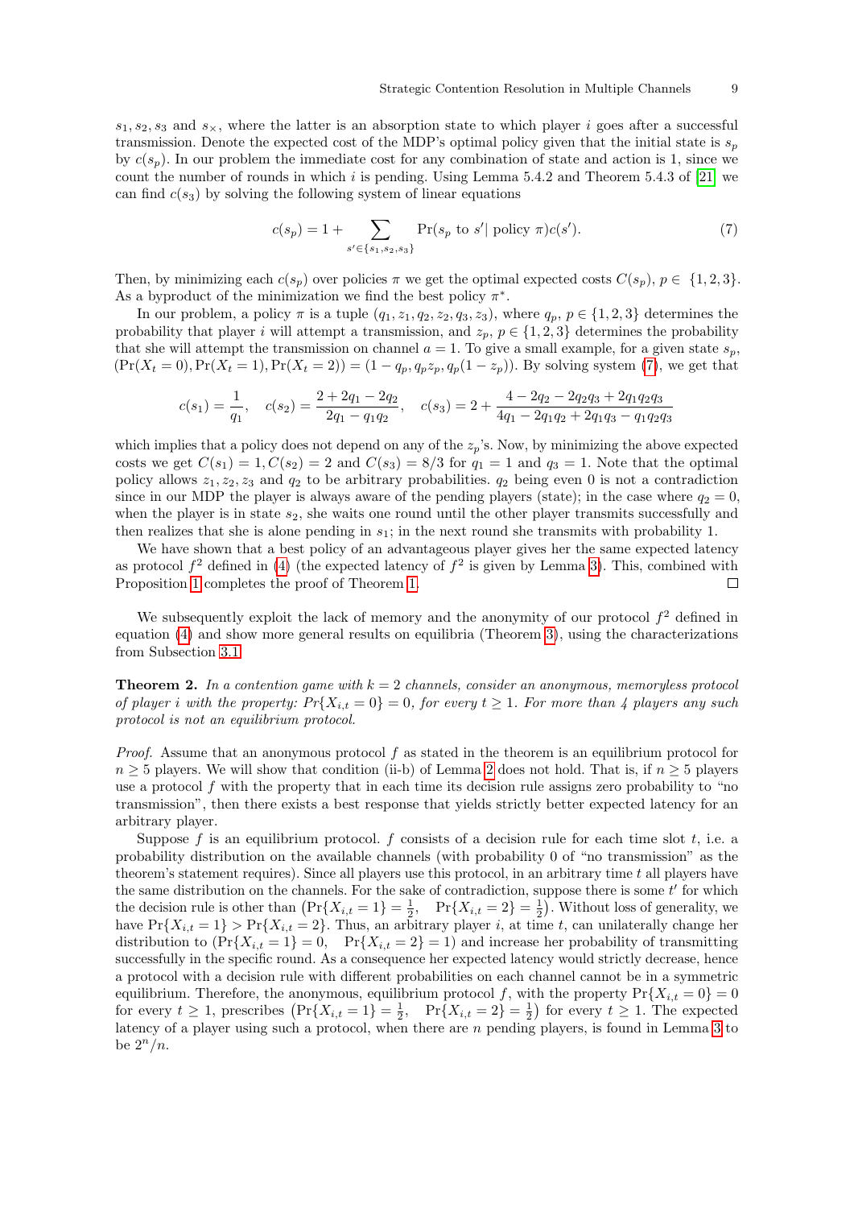$s_1, s_2, s_3$ and $s_\times$, where the latter is an absorption state to which player $i$ goes after a successful transmission. Denote the expected cost of the MDP's optimal policy given that the initial state is $s_p$ by $c(s_p)$. In our problem the immediate cost for any combination of state and action is 1, since we count the number of rounds in which $i$ is pending. Using Lemma 5.4.2 and Theorem 5.4.3 of [21] we can find $c(s_3)$ by solving the following system of linear equations

$$c(s_p) = 1 + \sum_{s' \in \{s_1, s_2, s_3\}} \Pr(s_p \text{ to } s' | \text{ policy } \pi) c(s'). \tag{7}$$

Then, by minimizing each $c(s_p)$ over policies $\pi$ we get the optimal expected costs $C(s_p)$, $p \in \{1, 2, 3\}$. As a byproduct of the minimization we find the best policy $\pi^*$.

In our problem, a policy $\pi$ is a tuple $(q_1, z_1, q_2, z_2, q_3, z_3)$, where $q_p$, $p \in \{1, 2, 3\}$ determines the probability that player $i$ will attempt a transmission, and $z_p$, $p \in \{1, 2, 3\}$ determines the probability that she will attempt the transmission on channel $a = 1$. To give a small example, for a given state $s_p$, $(\Pr(X_t = 0), \Pr(X_t = 1), \Pr(X_t = 2)) = (1 - q_p, q_p z_p, q_p(1 - z_p))$. By solving system (7), we get that

$$c(s_1) = \frac{1}{q_1}, \quad c(s_2) = \frac{2 + 2q_1 - 2q_2}{2q_1 - q_1 q_2}, \quad c(s_3) = 2 + \frac{4 - 2q_2 - 2q_2 q_3 + 2q_1 q_2 q_3}{4q_1 - 2q_1 q_2 + 2q_1 q_3 - q_1 q_2 q_3}$$

which implies that a policy does not depend on any of the $z_p$'s. Now, by minimizing the above expected costs we get $C(s_1) = 1, C(s_2) = 2$ and $C(s_3) = 8/3$ for $q_1 = 1$ and $q_3 = 1$. Note that the optimal policy allows $z_1, z_2, z_3$ and $q_2$ to be arbitrary probabilities. $q_2$ being even 0 is not a contradiction since in our MDP the player is always aware of the pending players (state); in the case where $q_2 = 0$, when the player is in state $s_2$, she waits one round until the other player transmits successfully and then realizes that she is alone pending in $s_1$; in the next round she transmits with probability 1.

We have shown that a best policy of an advantageous player gives her the same expected latency as protocol $f^2$ defined in (4) (the expected latency of $f^2$ is given by Lemma 3). This, combined with Proposition 1 completes the proof of Theorem 1. □

We subsequently exploit the lack of memory and the anonymity of our protocol $f^2$ defined in equation (4) and show more general results on equilibria (Theorem 3), using the characterizations from Subsection 3.1.

**Theorem 2.** *In a contention game with $k = 2$ channels, consider an anonymous, memoryless protocol of player $i$ with the property: $Pr\{X_{i,t} = 0\} = 0$, for every $t \geq 1$. For more than 4 players any such protocol is not an equilibrium protocol.*

*Proof.* Assume that an anonymous protocol $f$ as stated in the theorem is an equilibrium protocol for $n \geq 5$ players. We will show that condition (ii-b) of Lemma 2 does not hold. That is, if $n \geq 5$ players use a protocol $f$ with the property that in each time its decision rule assigns zero probability to "no transmission", then there exists a best response that yields strictly better expected latency for an arbitrary player.

Suppose $f$ is an equilibrium protocol. $f$ consists of a decision rule for each time slot $t$, i.e. a probability distribution on the available channels (with probability 0 of "no transmission" as the theorem's statement requires). Since all players use this protocol, in an arbitrary time $t$ all players have the same distribution on the channels. For the sake of contradiction, suppose there is some $t'$ for which the decision rule is other than $\left(\Pr\{X_{i,t} = 1\} = \frac{1}{2}, \quad \Pr\{X_{i,t} = 2\} = \frac{1}{2}\right)$. Without loss of generality, we have $\Pr\{X_{i,t} = 1\} > \Pr\{X_{i,t} = 2\}$. Thus, an arbitrary player $i$, at time $t$, can unilaterally change her distribution to $(\Pr\{X_{i,t} = 1\} = 0, \quad \Pr\{X_{i,t} = 2\} = 1)$ and increase her probability of transmitting successfully in the specific round. As a consequence her expected latency would strictly decrease, hence a protocol with a decision rule with different probabilities on each channel cannot be in a symmetric equilibrium. Therefore, the anonymous, equilibrium protocol $f$, with the property $\Pr\{X_{i,t} = 0\} = 0$ for every $t \geq 1$, prescribes $\left(\Pr\{X_{i,t} = 1\} = \frac{1}{2}, \quad \Pr\{X_{i,t} = 2\} = \frac{1}{2}\right)$ for every $t \geq 1$. The expected latency of a player using such a protocol, when there are $n$ pending players, is found in Lemma 3 to be $2^n/n$.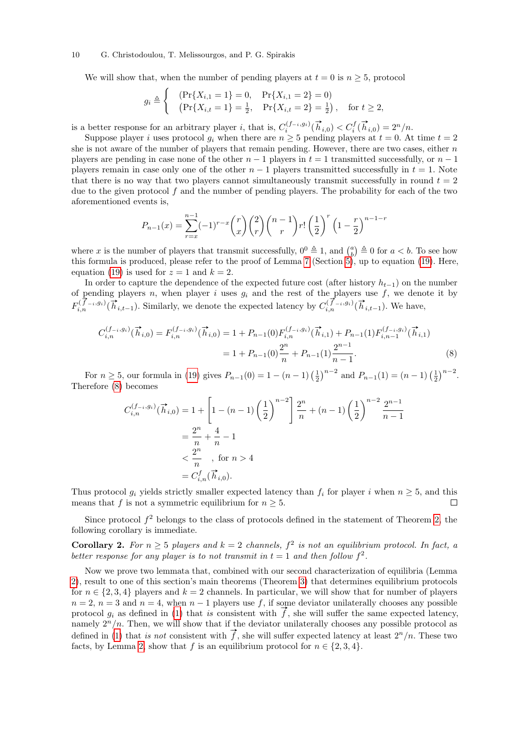We will show that, when the number of pending players at $t = 0$ is $n \geq 5$, protocol

$$g_i \triangleq \begin{cases} (\Pr\{X_{i,1} = 1\} = 0, \quad \Pr\{X_{i,1} = 2\} = 0) \\ (\Pr\{X_{i,t} = 1\} = \frac{1}{2}, \quad \Pr\{X_{i,t} = 2\} = \frac{1}{2}), \quad \text{for } t \geq 2, \end{cases}$$

is a better response for an arbitrary player $i$, that is, $C_i^{(f_{-i}, g_i)}(\vec{h}_{i,0}) < C_i^f(\vec{h}_{i,0}) = 2^n/n$.

Suppose player $i$ uses protocol $g_i$ when there are $n \geq 5$ pending players at $t = 0$. At time $t = 2$ she is not aware of the number of players that remain pending. However, there are two cases, either $n$ players are pending in case none of the other $n-1$ players in $t = 1$ transmitted successfully, or $n - 1$ players remain in case only one of the other $n - 1$ players transmitted successfully in $t = 1$. Note that there is no way that two players cannot simultaneously transmit successfully in round $t = 2$ due to the given protocol $f$ and the number of pending players. The probability for each of the two aforementioned events is,

$$P_{n-1}(x) = \sum_{r=x}^{n-1} (-1)^{r-x} \binom{r}{x} \binom{2}{r} \binom{n-1}{r} r! \left(\frac{1}{2}\right)^r \left(1 - \frac{r}{2}\right)^{n-1-r}$$

where $x$ is the number of players that transmit successfully, $0^0 \triangleq 1$, and $\binom{a}{b} \triangleq 0$ for $a < b$. To see how this formula is produced, please refer to the proof of Lemma 7 (Section 5), up to equation (19). Here, equation (19) is used for $z = 1$ and $k = 2$.

In order to capture the dependence of the expected future cost (after history $h_{t-1}$) on the number of pending players $n$, when player $i$ uses $g_i$ and the rest of the players use $f$, we denote it by $F_{i,n}^{(\vec{f}_{-i}, g_i)}(\vec{h}_{i,t-1})$. Similarly, we denote the expected latency by $C_{i,n}^{(\vec{f}_{-i}, g_i)}(\vec{h}_{i,t-1})$. We have,

$$\begin{aligned} C_{i,n}^{(f_{-i}, g_i)}(\vec{h}_{i,0}) = F_{i,n}^{(f_{-i}, g_i)}(\vec{h}_{i,0}) &= 1 + P_{n-1}(0) F_{i,n}^{(f_{-i}, g_i)}(\vec{h}_{i,1}) + P_{n-1}(1) F_{i,n-1}^{(f_{-i}, g_i)}(\vec{h}_{i,1}) \\ &= 1 + P_{n-1}(0) \frac{2^n}{n} + P_{n-1}(1) \frac{2^{n-1}}{n-1}. \end{aligned} \tag{8}$$

For $n \geq 5$, our formula in (19) gives $P_{n-1}(0) = 1 - (n-1)\left(\frac{1}{2}\right)^{n-2}$ and $P_{n-1}(1) = (n-1)\left(\frac{1}{2}\right)^{n-2}$. Therefore (8) becomes

$$\begin{aligned} C_{i,n}^{(f_{-i}, g_i)}(\vec{h}_{i,0}) &= 1 + \left[1 - (n-1)\left(\frac{1}{2}\right)^{n-2}\right] \frac{2^n}{n} + (n-1)\left(\frac{1}{2}\right)^{n-2} \frac{2^{n-1}}{n-1} \\ &= \frac{2^n}{n} + \frac{4}{n} - 1 \\ &< \frac{2^n}{n} \quad , \text{ for } n > 4 \\ &= C_{i,n}^f(\vec{h}_{i,0}). \end{aligned}$$

Thus protocol $g_i$ yields strictly smaller expected latency than $f_i$ for player $i$ when $n \geq 5$, and this means that $f$ is not a symmetric equilibrium for $n \geq 5$. $\square$

Since protocol $f^2$ belongs to the class of protocols defined in the statement of Theorem 2, the following corollary is immediate.

**Corollary 2.** *For $n \geq 5$ players and $k = 2$ channels, $f^2$ is not an equilibrium protocol. In fact, a better response for any player is to not transmit in $t = 1$ and then follow $f^2$.*

Now we prove two lemmata that, combined with our second characterization of equilibria (Lemma 2), result to one of this section's main theorems (Theorem 3) that determines equilibrium protocols for $n \in \{2, 3, 4\}$ players and $k = 2$ channels. In particular, we will show that for number of players $n = 2$, $n = 3$ and $n = 4$, when $n - 1$ players use $f$, if some deviator unilaterally chooses any possible protocol $g_i$ as defined in (1) that *is* consistent with $\vec{f}$, she will suffer the same expected latency, namely $2^n/n$. Then, we will show that if the deviator unilaterally chooses any possible protocol as defined in (1) that *is not* consistent with $\vec{f}$, she will suffer expected latency at least $2^n/n$. These two facts, by Lemma 2, show that $f$ is an equilibrium protocol for $n \in \{2, 3, 4\}$.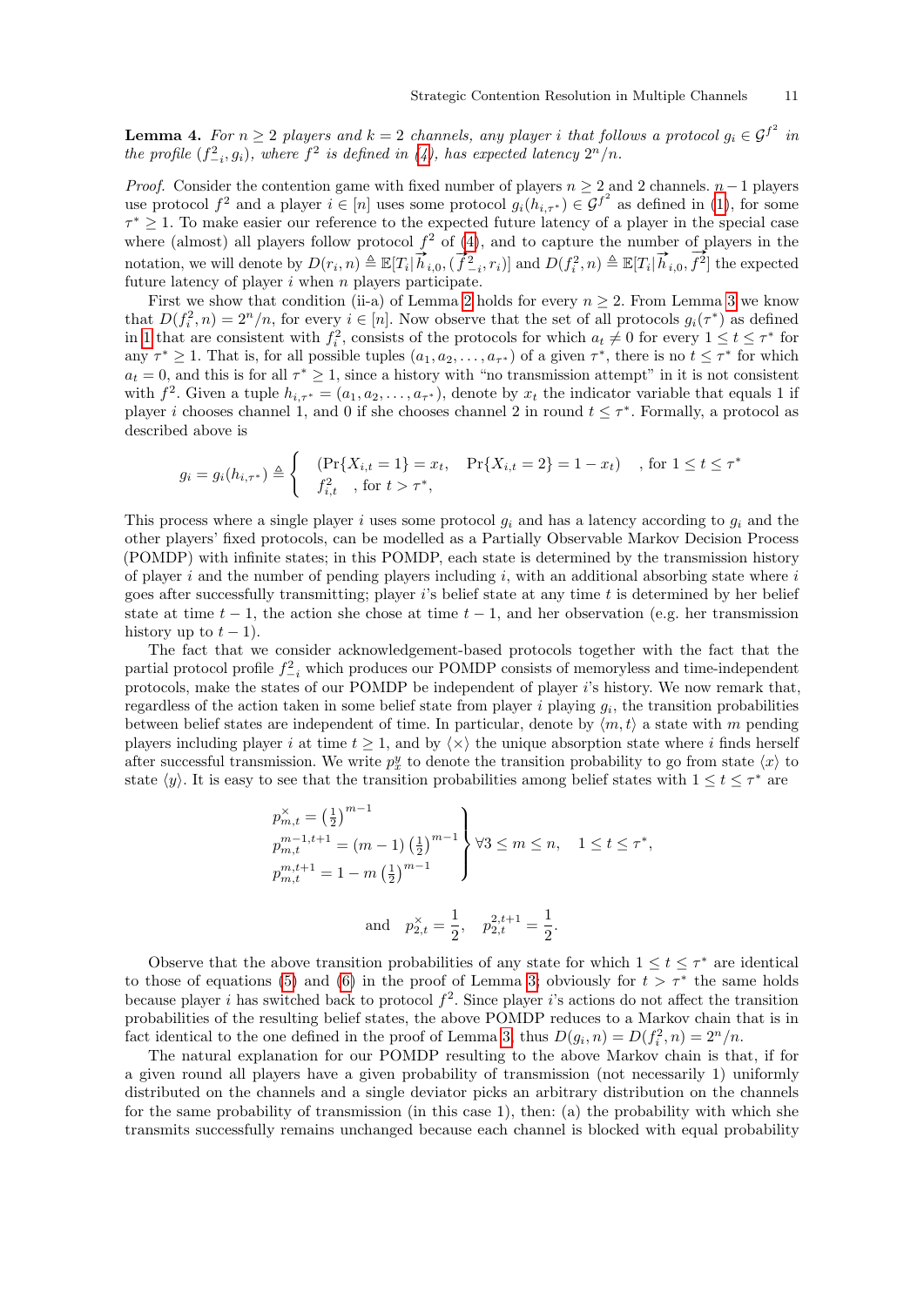**Lemma 4.** *For $n \geq 2$ players and $k = 2$ channels, any player $i$ that follows a protocol $g_i \in \mathcal{G}^{f^2}$ in the profile $(f^2_{-i}, g_i)$, where $f^2$ is defined in (4), has expected latency $2^n/n$.*

*Proof.* Consider the contention game with fixed number of players $n \geq 2$ and 2 channels. $n-1$ players use protocol $f^2$ and a player $i \in [n]$ uses some protocol $g_i(h_{i,\tau^*}) \in \mathcal{G}^{f^2}$ as defined in (1), for some $\tau^* \geq 1$. To make easier our reference to the expected future latency of a player in the special case where (almost) all players follow protocol $f^2$ of (4), and to capture the number of players in the notation, we will denote by $D(r_i, n) \triangleq \mathbb{E}[T_i | \vec{h}_{i,0}, (\vec{f^2}_{-i}, r_i)]$ and $D(f^2_i, n) \triangleq \mathbb{E}[T_i | \vec{h}_{i,0}, \vec{f^2}]$ the expected future latency of player $i$ when $n$ players participate.

First we show that condition (ii-a) of Lemma 2 holds for every $n \geq 2$. From Lemma 3 we know that $D(f^2_i, n) = 2^n/n$, for every $i \in [n]$. Now observe that the set of all protocols $g_i(\tau^*)$ as defined in 1 that are consistent with $f^2_i$, consists of the protocols for which $a_t \neq 0$ for every $1 \leq t \leq \tau^*$ for any $\tau^* \geq 1$. That is, for all possible tuples $(a_1, a_2, \ldots, a_{\tau^*})$ of a given $\tau^*$, there is no $t \leq \tau^*$ for which $a_t = 0$, and this is for all $\tau^* \geq 1$, since a history with "no transmission attempt" in it is not consistent with $f^2$. Given a tuple $h_{i,\tau^*} = (a_1, a_2, \ldots, a_{\tau^*})$, denote by $x_t$ the indicator variable that equals 1 if player $i$ chooses channel 1, and 0 if she chooses channel 2 in round $t \leq \tau^*$. Formally, a protocol as described above is

$$g_i = g_i(h_{i,\tau^*}) \triangleq \begin{cases} (\Pr\{X_{i,t} = 1\} = x_t, \quad \Pr\{X_{i,t} = 2\} = 1 - x_t) & , \text{for } 1 \leq t \leq \tau^* \\ f^2_{i,t} \quad , \text{for } t > \tau^*, \end{cases}$$

This process where a single player $i$ uses some protocol $g_i$ and has a latency according to $g_i$ and the other players' fixed protocols, can be modelled as a Partially Observable Markov Decision Process (POMDP) with infinite states; in this POMDP, each state is determined by the transmission history of player $i$ and the number of pending players including $i$, with an additional absorbing state where $i$ goes after successfully transmitting; player $i$'s belief state at any time $t$ is determined by her belief state at time $t-1$, the action she chose at time $t-1$, and her observation (e.g. her transmission history up to $(t-1)$).

The fact that we consider acknowledgement-based protocols together with the fact that the partial protocol profile $f^2_{-i}$ which produces our POMDP consists of memoryless and time-independent protocols, make the states of our POMDP be independent of player $i$'s history. We now remark that, regardless of the action taken in some belief state from player $i$ playing $g_i$, the transition probabilities between belief states are independent of time. In particular, denote by $\langle m, t \rangle$ a state with $m$ pending players including player $i$ at time $t \geq 1$, and by $\langle \times \rangle$ the unique absorption state where $i$ finds herself after successful transmission. We write $p^y_x$ to denote the transition probability to go from state $\langle x \rangle$ to state $\langle y \rangle$. It is easy to see that the transition probabilities among belief states with $1 \leq t \leq \tau^*$ are

$$\left.\begin{aligned} p^{\times}_{m,t} &= \left(\tfrac{1}{2}\right)^{m-1} \\ p^{m-1,t+1}_{m,t} &= (m-1)\left(\tfrac{1}{2}\right)^{m-1} \\ p^{m,t+1}_{m,t} &= 1 - m\left(\tfrac{1}{2}\right)^{m-1} \end{aligned}\right\} \forall 3 \leq m \leq n, \quad 1 \leq t \leq \tau^*,$$

$$\text{and} \quad p^{\times}_{2,t} = \frac{1}{2}, \quad p^{2,t+1}_{2,t} = \frac{1}{2}.$$

Observe that the above transition probabilities of any state for which $1 \leq t \leq \tau^*$ are identical to those of equations (5) and (6) in the proof of Lemma 3; obviously for $t > \tau^*$ the same holds because player $i$ has switched back to protocol $f^2$. Since player $i$'s actions do not affect the transition probabilities of the resulting belief states, the above POMDP reduces to a Markov chain that is in fact identical to the one defined in the proof of Lemma 3, thus $D(g_i, n) = D(f^2_i, n) = 2^n/n$.

The natural explanation for our POMDP resulting to the above Markov chain is that, if for a given round all players have a given probability of transmission (not necessarily 1) uniformly distributed on the channels and a single deviator picks an arbitrary distribution on the channels for the same probability of transmission (in this case 1), then: (a) the probability with which she transmits successfully remains unchanged because each channel is blocked with equal probability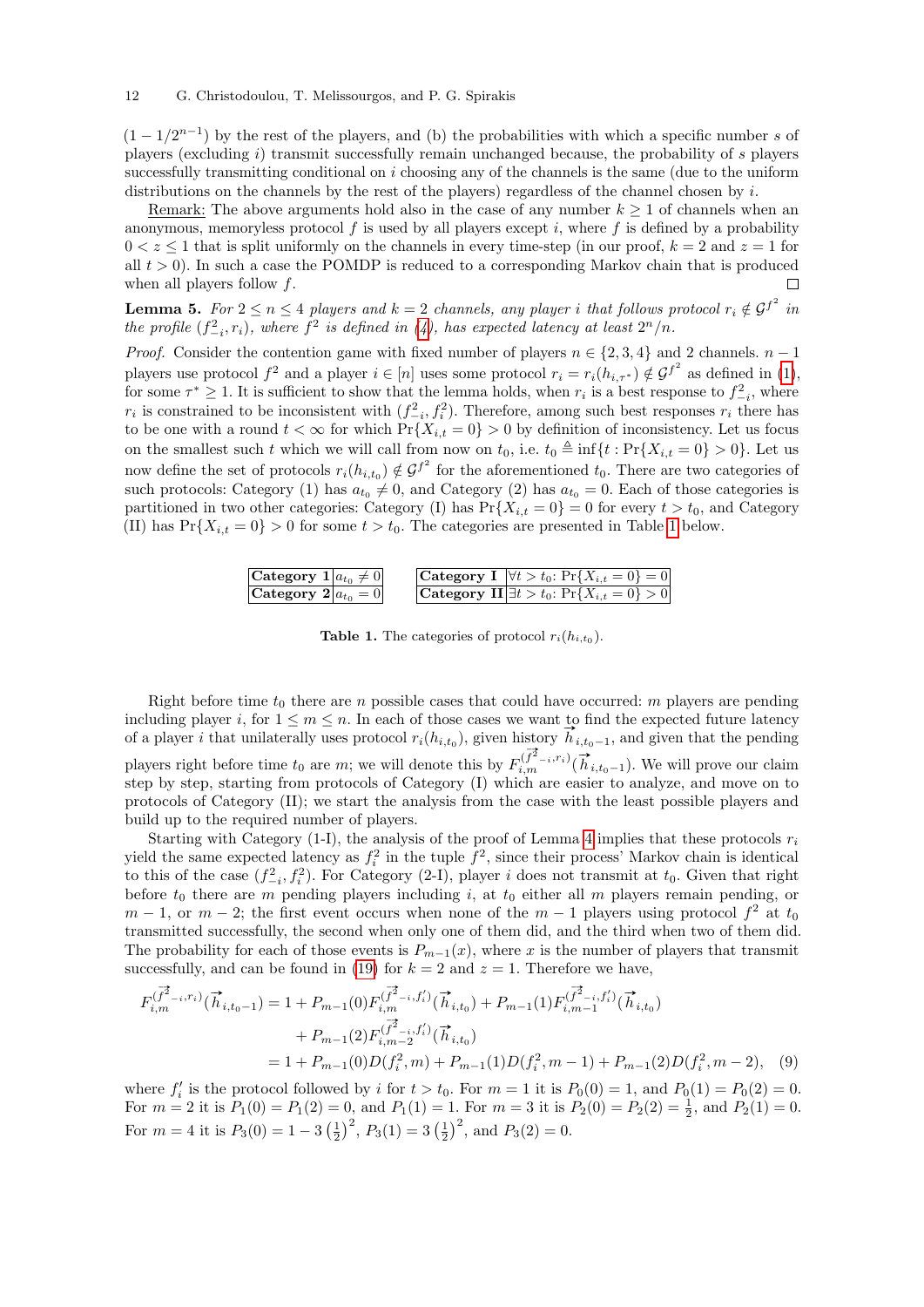$(1 - 1/2^{n-1})$ by the rest of the players, and (b) the probabilities with which a specific number $s$ of players (excluding $i$) transmit successfully remain unchanged because, the probability of $s$ players successfully transmitting conditional on $i$ choosing any of the channels is the same (due to the uniform distributions on the channels by the rest of the players) regardless of the channel chosen by $i$.

Remark: The above arguments hold also in the case of any number $k \geq 1$ of channels when an anonymous, memoryless protocol $f$ is used by all players except $i$, where $f$ is defined by a probability $0 < z \leq 1$ that is split uniformly on the channels in every time-step (in our proof, $k = 2$ and $z = 1$ for all $t > 0$). In such a case the POMDP is reduced to a corresponding Markov chain that is produced when all players follow $f$. □

**Lemma 5.** *For $2 \leq n \leq 4$ players and $k = 2$ channels, any player $i$ that follows protocol $r_i \notin \mathcal{G}^{f^2}$ in the profile $(f^2_{-i}, r_i)$, where $f^2$ is defined in (4), has expected latency at least $2^n/n$.*

*Proof.* Consider the contention game with fixed number of players $n \in \{2, 3, 4\}$ and 2 channels. $n - 1$ players use protocol $f^2$ and a player $i \in [n]$ uses some protocol $r_i = r_i(h_{i,\tau^*}) \notin \mathcal{G}^{f^2}$ as defined in (1), for some $\tau^* \geq 1$. It is sufficient to show that the lemma holds, when $r_i$ is a best response to $f^2_{-i}$, where $r_i$ is constrained to be inconsistent with $(f^2_{-i}, f^2_i)$. Therefore, among such best responses $r_i$ there has to be one with a round $t < \infty$ for which $\Pr\{X_{i,t} = 0\} > 0$ by definition of inconsistency. Let us focus on the smallest such $t$ which we will call from now on $t_0$, i.e. $t_0 \triangleq \inf\{t : \Pr\{X_{i,t} = 0\} > 0\}$. Let us now define the set of protocols $r_i(h_{i,t_0}) \notin \mathcal{G}^{f^2}$ for the aforementioned $t_0$. There are two categories of such protocols: Category (1) has $a_{t_0} \neq 0$, and Category (2) has $a_{t_0} = 0$. Each of those categories is partitioned in two other categories: Category (I) has $\Pr\{X_{i,t} = 0\} = 0$ for every $t > t_0$, and Category (II) has $\Pr\{X_{i,t} = 0\} > 0$ for some $t > t_0$. The categories are presented in Table 1 below.

| | |
|---|---|
| **Category 1** | $a_{t_0} \neq 0$ |
| **Category 2** | $a_{t_0} = 0$ |

| | |
|---|---|
| **Category I** | $\forall t > t_0$: $\Pr\{X_{i,t} = 0\} = 0$ |
| **Category II** | $\exists t > t_0$: $\Pr\{X_{i,t} = 0\} > 0$ |

**Table 1.** The categories of protocol $r_i(h_{i,t_0})$.

Right before time $t_0$ there are $n$ possible cases that could have occurred: $m$ players are pending including player $i$, for $1 \leq m \leq n$. In each of those cases we want to find the expected future latency of a player $i$ that unilaterally uses protocol $r_i(h_{i,t_0})$, given history $\vec{h}_{i,t_0-1}$, and given that the pending players right before time $t_0$ are $m$; we will denote this by $F_{i,m}^{(\vec{f^2}_{-i},r_i)}(\vec{h}_{i,t_0-1})$. We will prove our claim step by step, starting from protocols of Category (I) which are easier to analyze, and move on to protocols of Category (II); we start the analysis from the case with the least possible players and build up to the required number of players.

Starting with Category (1-I), the analysis of the proof of Lemma 4 implies that these protocols $r_i$ yield the same expected latency as $f^2_i$ in the tuple $\vec{f^2}$, since their process' Markov chain is identical to this of the case $(f^2_{-i}, f^2_i)$. For Category (2-I), player $i$ does not transmit at $t_0$. Given that right before $t_0$ there are $m$ pending players including $i$, at $t_0$ either all $m$ players remain pending, or $m - 1$, or $m - 2$; the first event occurs when none of the $m - 1$ players using protocol $f^2$ at $t_0$ transmitted successfully, the second when only one of them did, and the third when two of them did. The probability for each of those events is $P_{m-1}(x)$, where $x$ is the number of players that transmit successfully, and can be found in (19) for $k = 2$ and $z = 1$. Therefore we have,

$$
\begin{aligned}
F_{i,m}^{(\vec{f^2}_{-i},r_i)}(\vec{h}_{i,t_0-1}) &= 1 + P_{m-1}(0)F_{i,m}^{(\vec{f^2}_{-i},f'_i)}(\vec{h}_{i,t_0}) + P_{m-1}(1)F_{i,m-1}^{(\vec{f^2}_{-i},f'_i)}(\vec{h}_{i,t_0}) \\
&\quad + P_{m-1}(2)F_{i,m-2}^{(\vec{f^2}_{-i},f'_i)}(\vec{h}_{i,t_0}) \\
&= 1 + P_{m-1}(0)D(f^2_i, m) + P_{m-1}(1)D(f^2_i, m-1) + P_{m-1}(2)D(f^2_i, m-2), \quad (9)
\end{aligned}
$$

where $f'_i$ is the protocol followed by $i$ for $t > t_0$. For $m = 1$ it is $P_0(0) = 1$, and $P_0(1) = P_0(2) = 0$. For $m = 2$ it is $P_1(0) = P_1(2) = 0$, and $P_1(1) = 1$. For $m = 3$ it is $P_2(0) = P_2(2) = \frac{1}{2}$, and $P_2(1) = 0$. For $m = 4$ it is $P_3(0) = 1 - 3\left(\frac{1}{2}\right)^2$, $P_3(1) = 3\left(\frac{1}{2}\right)^2$, and $P_3(2) = 0$.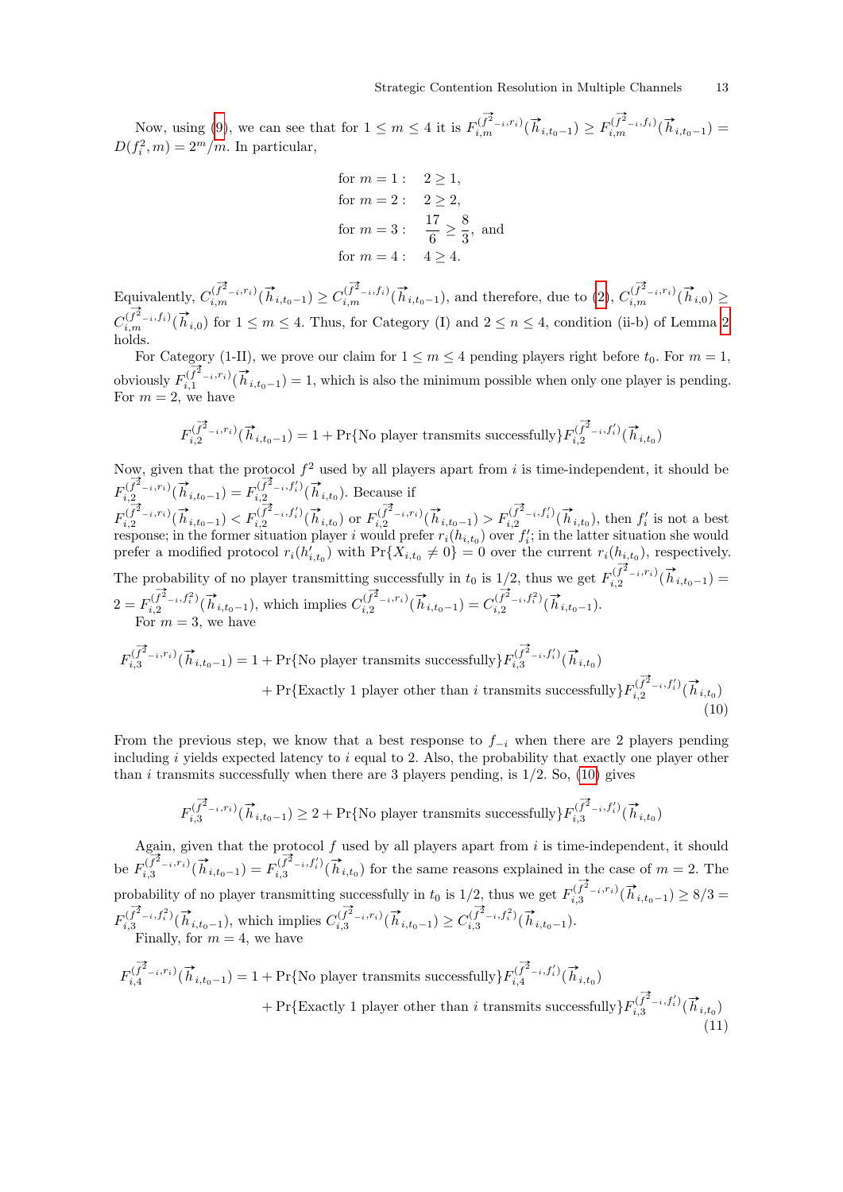Now, using (9), we can see that for $1 \leq m \leq 4$ it is $F_{i,m}^{(\vec{f^2}_{-i},r_i)}(\vec{h}_{i,t_0-1}) \geq F_{i,m}^{(\vec{f^2}_{-i},f_i)}(\vec{h}_{i,t_0-1}) = D(f_i^2, m) = 2^m/m$. In particular,

$$
\begin{aligned}
&\text{for } m=1: \quad 2 \geq 1,\\
&\text{for } m=2: \quad 2 \geq 2,\\
&\text{for } m=3: \quad \frac{17}{6} \geq \frac{8}{3}, \text{ and}\\
&\text{for } m=4: \quad 4 \geq 4.
\end{aligned}
$$

Equivalently, $C_{i,m}^{(\vec{f^2}_{-i},r_i)}(\vec{h}_{i,t_0-1}) \geq C_{i,m}^{(\vec{f^2}_{-i},f_i)}(\vec{h}_{i,t_0-1})$, and therefore, due to (2), $C_{i,m}^{(\vec{f^2}_{-i},r_i)}(\vec{h}_{i,0}) \geq C_{i,m}^{(\vec{f^2}_{-i},f_i)}(\vec{h}_{i,0})$ for $1 \leq m \leq 4$. Thus, for Category (I) and $2 \leq n \leq 4$, condition (ii-b) of Lemma 2 holds.

For Category (1-II), we prove our claim for $1 \leq m \leq 4$ pending players right before $t_0$. For $m = 1$, obviously $F_{i,1}^{(\vec{f^2}_{-i},r_i)}(\vec{h}_{i,t_0-1}) = 1$, which is also the minimum possible when only one player is pending. For $m = 2$, we have

$$
F_{i,2}^{(\vec{f^2}_{-i},r_i)}(\vec{h}_{i,t_0-1}) = 1 + \Pr\{\text{No player transmits successfully}\} F_{i,2}^{(\vec{f^2}_{-i},f'_i)}(\vec{h}_{i,t_0})
$$

Now, given that the protocol $f^2$ used by all players apart from $i$ is time-independent, it should be $F_{i,2}^{(\vec{f^2}_{-i},r_i)}(\vec{h}_{i,t_0-1}) = F_{i,2}^{(\vec{f^2}_{-i},f'_i)}(\vec{h}_{i,t_0})$. Because if $F_{i,2}^{(\vec{f^2}_{-i},r_i)}(\vec{h}_{i,t_0-1}) < F_{i,2}^{(\vec{f^2}_{-i},f'_i)}(\vec{h}_{i,t_0})$ or $F_{i,2}^{(\vec{f^2}_{-i},r_i)}(\vec{h}_{i,t_0-1}) > F_{i,2}^{(\vec{f^2}_{-i},f'_i)}(\vec{h}_{i,t_0})$, then $f'_i$ is not a best response; in the former situation player $i$ would prefer $r_i(h_{i,t_0})$ over $f'_i$; in the latter situation she would prefer a modified protocol $r_i(h'_{i,t_0})$ with $\Pr\{X_{i,t_0} \neq 0\} = 0$ over the current $r_i(h_{i,t_0})$, respectively. The probability of no player transmitting successfully in $t_0$ is $1/2$, thus we get $F_{i,2}^{(\vec{f^2}_{-i},r_i)}(\vec{h}_{i,t_0-1}) = 2 = F_{i,2}^{(\vec{f^2}_{-i},f_i^2)}(\vec{h}_{i,t_0-1})$, which implies $C_{i,2}^{(\vec{f^2}_{-i},r_i)}(\vec{h}_{i,t_0-1}) = C_{i,2}^{(\vec{f^2}_{-i},f_i^2)}(\vec{h}_{i,t_0-1})$.

For $m = 3$, we have

$$
\begin{aligned}
F_{i,3}^{(\vec{f^2}_{-i},r_i)}(\vec{h}_{i,t_0-1}) = 1 &+ \Pr\{\text{No player transmits successfully}\} F_{i,3}^{(\vec{f^2}_{-i},f'_i)}(\vec{h}_{i,t_0})\\
&+ \Pr\{\text{Exactly 1 player other than } i \text{ transmits successfully}\} F_{i,2}^{(\vec{f^2}_{-i},f'_i)}(\vec{h}_{i,t_0})
\end{aligned} \tag{10}
$$

From the previous step, we know that a best response to $f_{-i}$ when there are 2 players pending including $i$ yields expected latency to $i$ equal to 2. Also, the probability that exactly one player other than $i$ transmits successfully when there are 3 players pending, is $1/2$. So, (10) gives

$$
F_{i,3}^{(\vec{f^2}_{-i},r_i)}(\vec{h}_{i,t_0-1}) \geq 2 + \Pr\{\text{No player transmits successfully}\} F_{i,3}^{(\vec{f^2}_{-i},f'_i)}(\vec{h}_{i,t_0})
$$

Again, given that the protocol $f$ used by all players apart from $i$ is time-independent, it should be $F_{i,3}^{(\vec{f^2}_{-i},r_i)}(\vec{h}_{i,t_0-1}) = F_{i,3}^{(\vec{f^2}_{-i},f'_i)}(\vec{h}_{i,t_0})$ for the same reasons explained in the case of $m = 2$. The probability of no player transmitting successfully in $t_0$ is $1/2$, thus we get $F_{i,3}^{(\vec{f^2}_{-i},r_i)}(\vec{h}_{i,t_0-1}) \geq 8/3 = F_{i,3}^{(\vec{f^2}_{-i},f_i^2)}(\vec{h}_{i,t_0-1})$, which implies $C_{i,3}^{(\vec{f^2}_{-i},r_i)}(\vec{h}_{i,t_0-1}) \geq C_{i,3}^{(\vec{f^2}_{-i},f_i^2)}(\vec{h}_{i,t_0-1})$.

Finally, for $m = 4$, we have

$$
\begin{aligned}
F_{i,4}^{(\vec{f^2}_{-i},r_i)}(\vec{h}_{i,t_0-1}) = 1 &+ \Pr\{\text{No player transmits successfully}\} F_{i,4}^{(\vec{f^2}_{-i},f'_i)}(\vec{h}_{i,t_0})\\
&+ \Pr\{\text{Exactly 1 player other than } i \text{ transmits successfully}\} F_{i,3}^{(\vec{f^2}_{-i},f'_i)}(\vec{h}_{i,t_0})
\end{aligned} \tag{11}
$$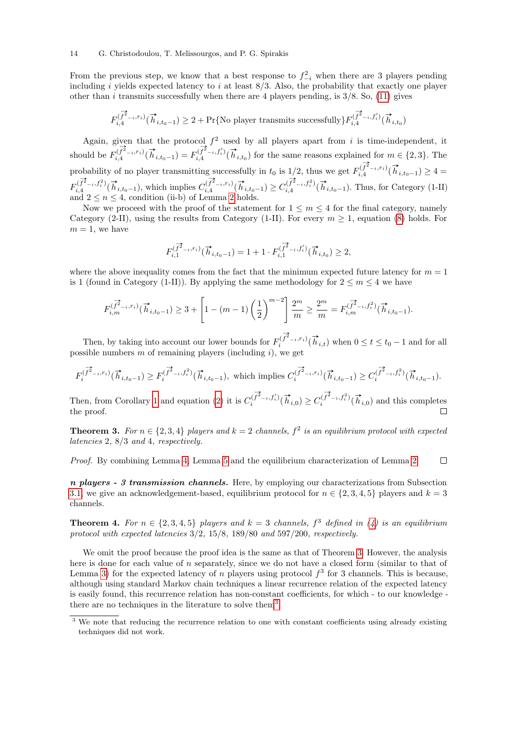From the previous step, we know that a best response to $f^2_{-i}$ when there are 3 players pending including $i$ yields expected latency to $i$ at least 8/3. Also, the probability that exactly one player other than $i$ transmits successfully when there are 4 players pending, is 3/8. So, (11) gives

$$F_{i,4}^{(\overrightarrow{f^2}_{-i},r_i)}(\overrightarrow{h}_{i,t_0-1}) \geq 2 + \Pr\{\text{No player transmits successfully}\} F_{i,4}^{(\overrightarrow{f^2}_{-i},f'_i)}(\overrightarrow{h}_{i,t_0})$$

Again, given that the protocol $f^2$ used by all players apart from $i$ is time-independent, it should be $F_{i,4}^{(\overrightarrow{f^2}_{-i},r_i)}(\overrightarrow{h}_{i,t_0-1}) = F_{i,4}^{(\overrightarrow{f^2}_{-i},f'_i)}(\overrightarrow{h}_{i,t_0})$ for the same reasons explained for $m \in \{2,3\}$. The probability of no player transmitting successfully in $t_0$ is 1/2, thus we get $F_{i,4}^{(\overrightarrow{f^2}_{-i},r_i)}(\overrightarrow{h}_{i,t_0-1}) \geq 4 = F_{i,4}^{(\overrightarrow{f^2}_{-i},f^2_i)}(\overrightarrow{h}_{i,t_0-1})$, which implies $C_{i,4}^{(\overrightarrow{f^2}_{-i},r_i)}(\overrightarrow{h}_{i,t_0-1}) \geq C_{i,4}^{(\overrightarrow{f^2}_{-i},f^2_i)}(\overrightarrow{h}_{i,t_0-1})$. Thus, for Category (1-II) and $2 \leq n \leq 4$, condition (ii-b) of Lemma 2 holds.

Now we proceed with the proof of the statement for $1 \leq m \leq 4$ for the final category, namely Category (2-II), using the results from Category (1-II). For every $m \geq 1$, equation (8) holds. For $m = 1$, we have

$$F_{i,1}^{(\overrightarrow{f^2}_{-i},r_i)}(\overrightarrow{h}_{i,t_0-1}) = 1 + 1 \cdot F_{i,1}^{(\overrightarrow{f^2}_{-i},f'_i)}(\overrightarrow{h}_{i,t_0}) \geq 2,$$

where the above inequality comes from the fact that the minimum expected future latency for $m = 1$ is 1 (found in Category (1-II)). By applying the same methodology for $2 \leq m \leq 4$ we have

$$F_{i,m}^{(\overrightarrow{f^2}_{-i},r_i)}(\overrightarrow{h}_{i,t_0-1}) \geq 3 + \left[1 - (m-1)\left(\frac{1}{2}\right)^{m-2}\right]\frac{2^m}{m} \geq \frac{2^m}{m} = F_{i,m}^{(\overrightarrow{f^2}_{-i},f^2_i)}(\overrightarrow{h}_{i,t_0-1}).$$

Then, by taking into account our lower bounds for $F_i^{(\overrightarrow{f^2}_{-i},r_i)}(\overrightarrow{h}_{i,t})$ when $0 \leq t \leq t_0 - 1$ and for all possible numbers $m$ of remaining players (including $i$), we get

$$F_i^{(\overrightarrow{f^2}_{-i},r_i)}(\overrightarrow{h}_{i,t_0-1}) \geq F_i^{(\overrightarrow{f^2}_{-i},f^2_i)}(\overrightarrow{h}_{i,t_0-1}), \text{ which implies } C_i^{(\overrightarrow{f^2}_{-i},r_i)}(\overrightarrow{h}_{i,t_0-1}) \geq C_i^{(\overrightarrow{f^2}_{-i},f^2_i)}(\overrightarrow{h}_{i,t_0-1}).$$

Then, from Corollary 1 and equation (2) it is $C_i^{(\overrightarrow{f^2}_{-i},f'_i)}(\overrightarrow{h}_{i,0}) \geq C_i^{(\overrightarrow{f^2}_{-i},f^2_i)}(\overrightarrow{h}_{i,0})$ and this completes the proof. □

**Theorem 3.** *For $n \in \{2,3,4\}$ players and $k = 2$ channels, $f^2$ is an equilibrium protocol with expected latencies 2, 8/3 and 4, respectively.*

*Proof.* By combining Lemma 4, Lemma 5 and the equilibrium characterization of Lemma 2. □

***n* players - 3 transmission channels.** Here, by employing our characterizations from Subsection 3.1, we give an acknowledgement-based, equilibrium protocol for $n \in \{2,3,4,5\}$ players and $k = 3$ channels.

**Theorem 4.** *For $n \in \{2,3,4,5\}$ players and $k = 3$ channels, $f^3$ defined in (4) is an equilibrium protocol with expected latencies 3/2, 15/8, 189/80 and 597/200, respectively.*

We omit the proof because the proof idea is the same as that of Theorem 3. However, the analysis here is done for each value of $n$ separately, since we do not have a closed form (similar to that of Lemma 3) for the expected latency of $n$ players using protocol $f^3$ for 3 channels. This is because, although using standard Markov chain techniques a linear recurrence relation of the expected latency is easily found, this recurrence relation has non-constant coefficients, for which - to our knowledge - there are no techniques in the literature to solve them[3].

[3] We note that reducing the recurrence relation to one with constant coefficients using already existing techniques did not work.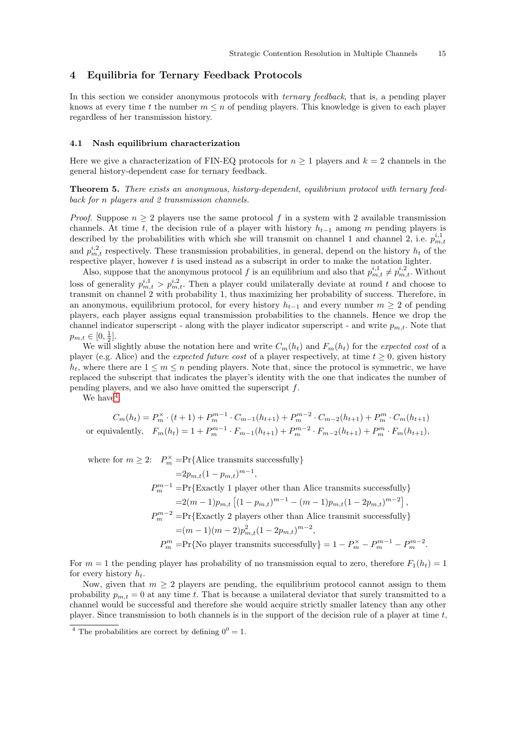## 4 Equilibria for Ternary Feedback Protocols

In this section we consider anonymous protocols with *ternary feedback*, that is, a pending player knows at every time $t$ the number $m \leq n$ of pending players. This knowledge is given to each player regardless of her transmission history.

### 4.1 Nash equilibrium characterization

Here we give a characterization of FIN-EQ protocols for $n \geq 1$ players and $k = 2$ channels in the general history-dependent case for ternary feedback.

**Theorem 5.** *There exists an anonymous, history-dependent, equilibrium protocol with ternary feedback for n players and 2 transmission channels.*

*Proof.* Suppose $n \geq 2$ players use the same protocol $f$ in a system with 2 available transmission channels. At time $t$, the decision rule of a player with history $h_{t-1}$ among $m$ pending players is described by the probabilities with which she will transmit on channel 1 and channel 2, i.e. $p^{i,1}_{m,t}$ and $p^{i,2}_{m,t}$ respectively. These transmission probabilities, in general, depend on the history $h_t$ of the respective player, however $t$ is used instead as a subscript in order to make the notation lighter.

Also, suppose that the anonymous protocol $f$ is an equilibrium and also that $p^{i,1}_{m,t} \neq p^{i,2}_{m,t}$. Without loss of generality $p^{i,1}_{m,t} > p^{i,2}_{m,t}$. Then a player could unilaterally deviate at round $t$ and choose to transmit on channel 2 with probability 1, thus maximizing her probability of success. Therefore, in an anonymous, equilibrium protocol, for every history $h_{t-1}$ and every number $m \geq 2$ of pending players, each player assigns equal transmission probabilities to the channels. Hence we drop the channel indicator superscript - along with the player indicator superscript - and write $p_{m,t}$. Note that $p_{m,t} \in [0, \frac{1}{2}]$.

We will slightly abuse the notation here and write $C_m(h_t)$ and $F_m(h_t)$ for the *expected cost* of a player (e.g. Alice) and the *expected future cost* of a player respectively, at time $t \geq 0$, given history $h_t$, where there are $1 \leq m \leq n$ pending players. Note that, since the protocol is symmetric, we have replaced the subscript that indicates the player's identity with the one that indicates the number of pending players, and we also have omitted the superscript $f$.

We have[4]

$$C_m(h_t) = P^{\times}_m \cdot (t+1) + P^{m-1}_m \cdot C_{m-1}(h_{t+1}) + P^{m-2}_m \cdot C_{m-2}(h_{t+1}) + P^m_m \cdot C_m(h_{t+1})$$

$$\text{or equivalently,} \quad F_m(h_t) = 1 + P^{m-1}_m \cdot F_{m-1}(h_{t+1}) + P^{m-2}_m \cdot F_{m-2}(h_{t+1}) + P^m_m \cdot F_m(h_{t+1}),$$

where for $m \geq 2$:

$$P^{\times}_m = \Pr\{\text{Alice transmits successfully}\} = 2p_{m,t}(1-p_{m,t})^{m-1},$$

$$P^{m-1}_m = \Pr\{\text{Exactly 1 player other than Alice transmits successfully}\} = 2(m-1)p_{m,t}\left[(1-p_{m,t})^{m-1} - (m-1)p_{m,t}(1-2p_{m,t})^{m-2}\right],$$

$$P^{m-2}_m = \Pr\{\text{Exactly 2 players other than Alice transmit successfully}\} = (m-1)(m-2)p^2_{m,t}(1-2p_{m,t})^{m-2},$$

$$P^m_m = \Pr\{\text{No player transmits successfully}\} = 1 - P^{\times}_m - P^{m-1}_m - P^{m-2}_m.$$

For $m = 1$ the pending player has probability of no transmission equal to zero, therefore $F_1(h_t) = 1$ for every history $h_t$.

Now, given that $m \geq 2$ players are pending, the equilibrium protocol cannot assign to them probability $p_{m,t} = 0$ at any time $t$. That is because a unilateral deviator that surely transmitted to a channel would be successful and therefore she would acquire strictly smaller latency than any other player. Since transmission to both channels is in the support of the decision rule of a player at time $t$,

[4] The probabilities are correct by defining $0^0 = 1$.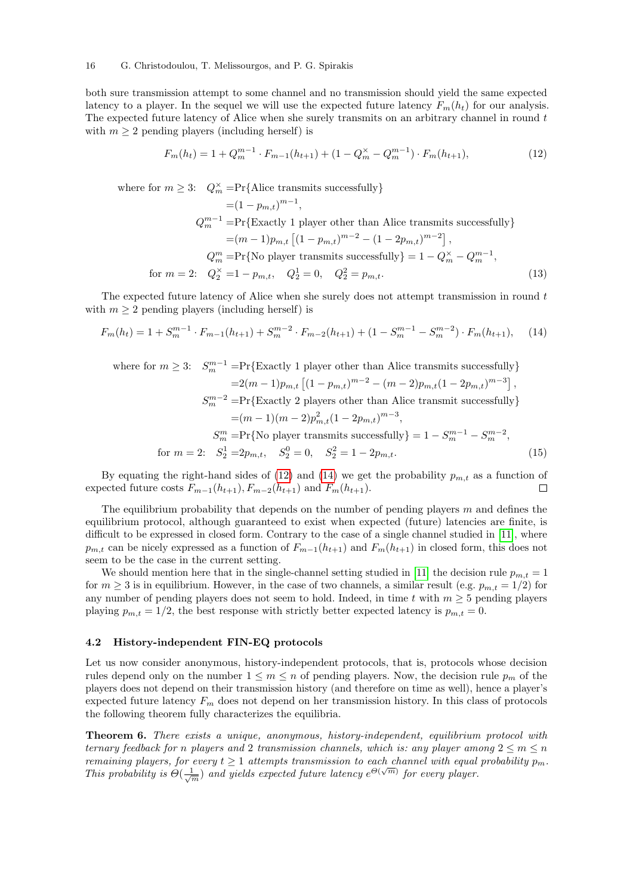both sure transmission attempt to some channel and no transmission should yield the same expected latency to a player. In the sequel we will use the expected future latency $F_m(h_t)$ for our analysis. The expected future latency of Alice when she surely transmits on an arbitrary channel in round $t$ with $m \geq 2$ pending players (including herself) is

$$F_m(h_t) = 1 + Q_m^{m-1} \cdot F_{m-1}(h_{t+1}) + (1 - Q_m^{\times} - Q_m^{m-1}) \cdot F_m(h_{t+1}), \tag{12}$$

$$\begin{aligned}
\text{where for } m \geq 3: \quad Q_m^{\times} &= \Pr\{\text{Alice transmits successfully}\} \\
&= (1 - p_{m,t})^{m-1}, \\
Q_m^{m-1} &= \Pr\{\text{Exactly 1 player other than Alice transmits successfully}\} \\
&= (m-1)p_{m,t}\left[(1-p_{m,t})^{m-2} - (1-2p_{m,t})^{m-2}\right], \\
Q_m^{m} &= \Pr\{\text{No player transmits successfully}\} = 1 - Q_m^{\times} - Q_m^{m-1}, \\
\text{for } m = 2: \quad Q_2^{\times} &= 1 - p_{m,t}, \quad Q_2^1 = 0, \quad Q_2^2 = p_{m,t}.
\end{aligned} \tag{13}$$

The expected future latency of Alice when she surely does not attempt transmission in round $t$ with $m \geq 2$ pending players (including herself) is

$$F_m(h_t) = 1 + S_m^{m-1} \cdot F_{m-1}(h_{t+1}) + S_m^{m-2} \cdot F_{m-2}(h_{t+1}) + (1 - S_m^{m-1} - S_m^{m-2}) \cdot F_m(h_{t+1}), \tag{14}$$

$$\begin{aligned}
\text{where for } m \geq 3: \quad S_m^{m-1} &= \Pr\{\text{Exactly 1 player other than Alice transmits successfully}\} \\
&= 2(m-1)p_{m,t}\left[(1-p_{m,t})^{m-2} - (m-2)p_{m,t}(1-2p_{m,t})^{m-3}\right], \\
S_m^{m-2} &= \Pr\{\text{Exactly 2 players other than Alice transmit successfully}\} \\
&= (m-1)(m-2)p_{m,t}^2(1-2p_{m,t})^{m-3}, \\
S_m^{m} &= \Pr\{\text{No player transmits successfully}\} = 1 - S_m^{m-1} - S_m^{m-2}, \\
\text{for } m = 2: \quad S_2^1 &= 2p_{m,t}, \quad S_2^0 = 0, \quad S_2^2 = 1 - 2p_{m,t}.
\end{aligned} \tag{15}$$

By equating the right-hand sides of (12) and (14) we get the probability $p_{m,t}$ as a function of expected future costs $F_{m-1}(h_{t+1}), F_{m-2}(h_{t+1})$ and $F_m(h_{t+1})$. □

The equilibrium probability that depends on the number of pending players $m$ and defines the equilibrium protocol, although guaranteed to exist when expected (future) latencies are finite, is difficult to be expressed in closed form. Contrary to the case of a single channel studied in [11], where $p_{m,t}$ can be nicely expressed as a function of $F_{m-1}(h_{t+1})$ and $F_m(h_{t+1})$ in closed form, this does not seem to be the case in the current setting.

We should mention here that in the single-channel setting studied in [11] the decision rule $p_{m,t} = 1$ for $m \geq 3$ is in equilibrium. However, in the case of two channels, a similar result (e.g. $p_{m,t} = 1/2$) for any number of pending players does not seem to hold. Indeed, in time $t$ with $m \geq 5$ pending players playing $p_{m,t} = 1/2$, the best response with strictly better expected latency is $p_{m,t} = 0$.

### 4.2 History-independent FIN-EQ protocols

Let us now consider anonymous, history-independent protocols, that is, protocols whose decision rules depend only on the number $1 \leq m \leq n$ of pending players. Now, the decision rule $p_m$ of the players does not depend on their transmission history (and therefore on time as well), hence a player's expected future latency $F_m$ does not depend on her transmission history. In this class of protocols the following theorem fully characterizes the equilibria.

**Theorem 6.** *There exists a unique, anonymous, history-independent, equilibrium protocol with ternary feedback for $n$ players and 2 transmission channels, which is: any player among $2 \leq m \leq n$ remaining players, for every $t \geq 1$ attempts transmission to each channel with equal probability $p_m$. This probability is $\Theta(\frac{1}{\sqrt{m}})$ and yields expected future latency $e^{\Theta(\sqrt{m})}$ for every player.*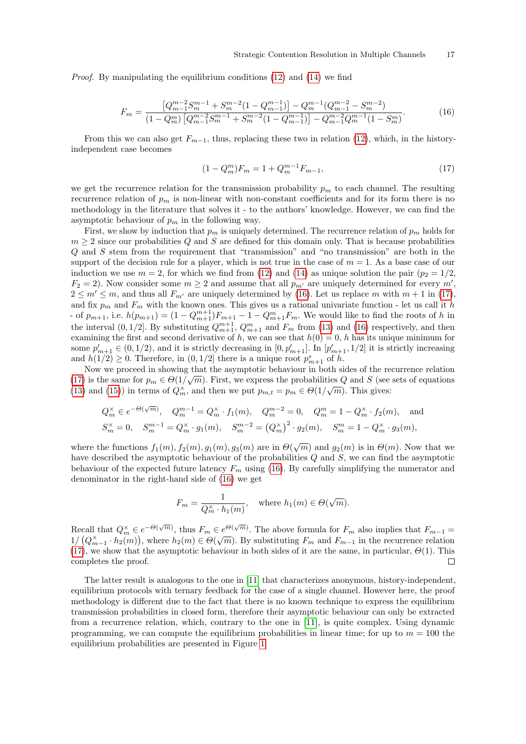*Proof.* By manipulating the equilibrium conditions (12) and (14) we find

$$F_m = \frac{\left[Q_{m-1}^{m-2} S_m^{m-1} + S_m^{m-2}(1 - Q_{m-1}^{m-1})\right] - Q_m^{m-1}(Q_{m-1}^{m-2} - S_m^{m-2})}{(1 - Q_m^m)\left[Q_{m-1}^{m-2} S_m^{m-1} + S_m^{m-2}(1 - Q_{m-1}^{m-1})\right] - Q_{m-1}^{m-2} Q_m^{m-1}(1 - S_m^m)}. \tag{16}$$

From this we can also get $F_{m-1}$, thus, replacing these two in relation (12), which, in the history-independent case becomes

$$(1 - Q_m^m) F_m = 1 + Q_m^{m-1} F_{m-1}, \tag{17}$$

we get the recurrence relation for the transmission probability $p_m$ to each channel. The resulting recurrence relation of $p_m$ is non-linear with non-constant coefficients and for its form there is no methodology in the literature that solves it - to the authors' knowledge. However, we can find the asymptotic behaviour of $p_m$ in the following way.

First, we show by induction that $p_m$ is uniquely determined. The recurrence relation of $p_m$ holds for $m \geq 2$ since our probabilities $Q$ and $S$ are defined for this domain only. That is because probabilities $Q$ and $S$ stem from the requirement that "transmission" and "no transmission" are both in the support of the decision rule for a player, which is not true in the case of $m = 1$. As a base case of our induction we use $m = 2$, for which we find from (12) and (14) as unique solution the pair ($p_2 = 1/2$, $F_2 = 2$). Now consider some $m \geq 2$ and assume that all $p_{m'}$ are uniquely determined for every $m'$, $2 \leq m' \leq m$, and thus all $F_{m'}$ are uniquely determined by (16). Let us replace $m$ with $m+1$ in (17), and fix $p_m$ and $F_m$ with the known ones. This gives us a rational univariate function - let us call it $h$ - of $p_{m+1}$, i.e. $h(p_{m+1}) = (1 - Q_{m+1}^{m+1}) F_{m+1} - 1 - Q_{m+1}^m F_m$. We would like to find the roots of $h$ in the interval $(0, 1/2]$. By substituting $Q_{m+1}^{m+1}$, $Q_{m+1}^m$ and $F_m$ from (13) and (16) respectively, and then examining the first and second derivative of $h$, we can see that $h(0) = 0$, $h$ has its unique minimum for some $p'_{m+1} \in (0, 1/2)$, and it is strictly decreasing in $[0, p'_{m+1}]$. In $[p'_{m+1}, 1/2]$ it is strictly increasing and $h(1/2) \geq 0$. Therefore, in $(0, 1/2]$ there is a unique root $p^*_{m+1}$ of $h$.

Now we proceed in showing that the asymptotic behaviour in both sides of the recurrence relation (17) is the same for $p_m \in \Theta(1/\sqrt{m})$. First, we express the probabilities $Q$ and $S$ (see sets of equations (13) and (15)) in terms of $Q_m^\times$, and then we put $p_{m,t} = p_m \in \Theta(1/\sqrt{m})$. This gives:

$$Q_m^\times \in e^{-\Theta(\sqrt{m})}, \quad Q_m^{m-1} = Q_m^\times \cdot f_1(m), \quad Q_m^{m-2} = 0, \quad Q_m^m = 1 - Q_m^\times \cdot f_2(m), \quad \text{and}$$
$$S_m^\times = 0, \quad S_m^{m-1} = Q_m^\times \cdot g_1(m), \quad S_m^{m-2} = \left(Q_m^\times\right)^2 \cdot g_2(m), \quad S_m^m = 1 - Q_m^\times \cdot g_3(m),$$

where the functions $f_1(m), f_2(m), g_1(m), g_3(m)$ are in $\Theta(\sqrt{m})$ and $g_2(m)$ is in $\Theta(m)$. Now that we have described the asymptotic behaviour of the probabilities $Q$ and $S$, we can find the asymptotic behaviour of the expected future latency $F_m$ using (16). By carefully simplifying the numerator and denominator in the right-hand side of (16) we get

$$F_m = \frac{1}{Q_m^\times \cdot h_1(m)}, \quad \text{where } h_1(m) \in \Theta(\sqrt{m}).$$

Recall that $Q_m^\times \in e^{-\Theta(\sqrt{m})}$, thus $F_m \in e^{\Theta(\sqrt{m})}$. The above formula for $F_m$ also implies that $F_{m-1} = 1/\left(Q_{m-1}^\times \cdot h_2(m)\right)$, where $h_2(m) \in \Theta(\sqrt{m})$. By substituting $F_m$ and $F_{m-1}$ in the recurrence relation (17), we show that the asymptotic behaviour in both sides of it are the same, in particular, $\Theta(1)$. This completes the proof. □

The latter result is analogous to the one in [11] that characterizes anonymous, history-independent, equilibrium protocols with ternary feedback for the case of a single channel. However here, the proof methodology is different due to the fact that there is no known technique to express the equilibrium transmission probabilities in closed form, therefore their asymptotic behaviour can only be extracted from a recurrence relation, which, contrary to the one in [11], is quite complex. Using dynamic programming, we can compute the equilibrium probabilities in linear time; for up to $m = 100$ the equilibrium probabilities are presented in Figure 1.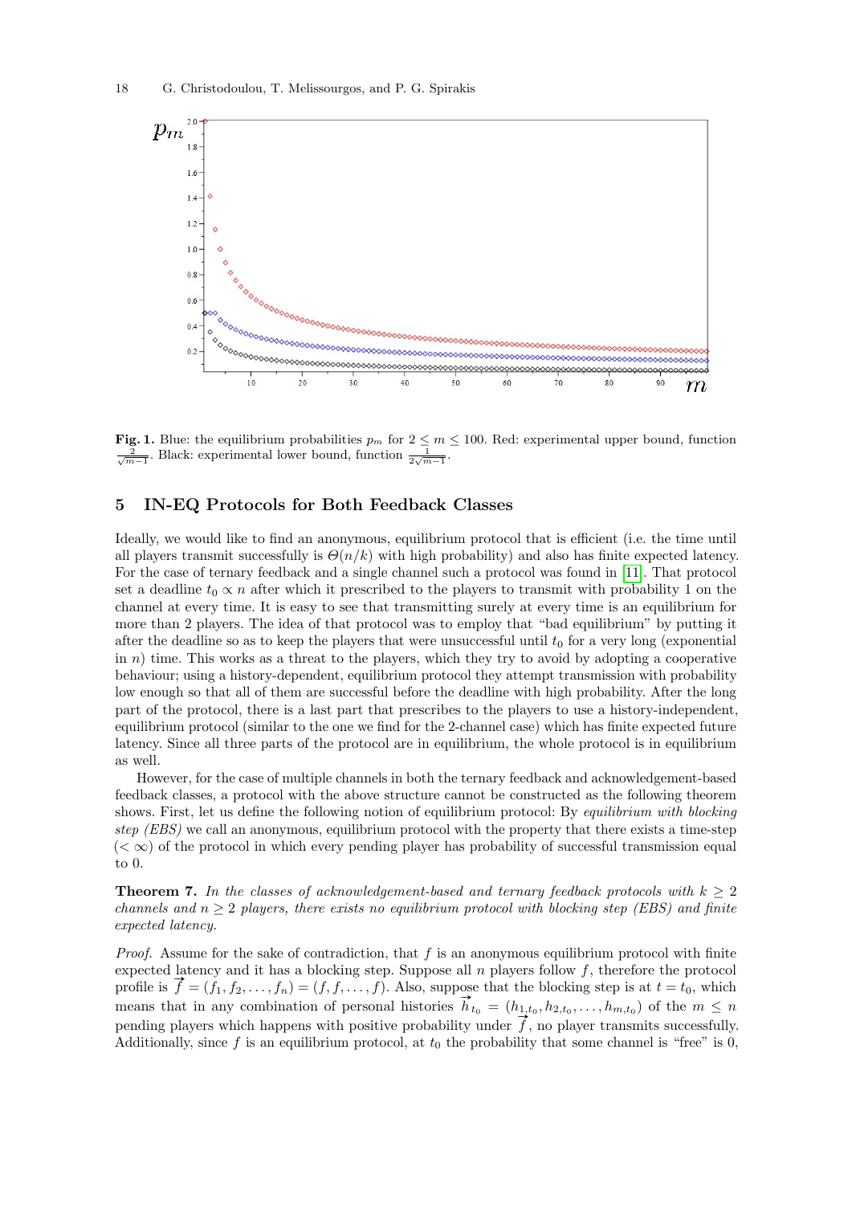**Fig. 1.** Blue: the equilibrium probabilities $p_m$ for $2 \leq m \leq 100$. Red: experimental upper bound, function $\frac{2}{\sqrt{m-1}}$. Black: experimental lower bound, function $\frac{1}{2\sqrt{m-1}}$.

## 5 IN-EQ Protocols for Both Feedback Classes

Ideally, we would like to find an anonymous, equilibrium protocol that is efficient (i.e. the time until all players transmit successfully is $\Theta(n/k)$ with high probability) and also has finite expected latency. For the case of ternary feedback and a single channel such a protocol was found in [11]. That protocol set a deadline $t_0 \propto n$ after which it prescribed to the players to transmit with probability 1 on the channel at every time. It is easy to see that transmitting surely at every time is an equilibrium for more than 2 players. The idea of that protocol was to employ that "bad equilibrium" by putting it after the deadline so as to keep the players that were unsuccessful until $t_0$ for a very long (exponential in $n$) time. This works as a threat to the players, which they try to avoid by adopting a cooperative behaviour; using a history-dependent, equilibrium protocol they attempt transmission with probability low enough so that all of them are successful before the deadline with high probability. After the long part of the protocol, there is a last part that prescribes to the players to use a history-independent, equilibrium protocol (similar to the one we find for the 2-channel case) which has finite expected future latency. Since all three parts of the protocol are in equilibrium, the whole protocol is in equilibrium as well.

However, for the case of multiple channels in both the ternary feedback and acknowledgement-based feedback classes, a protocol with the above structure cannot be constructed as the following theorem shows. First, let us define the following notion of equilibrium protocol: By *equilibrium with blocking step (EBS)* we call an anonymous, equilibrium protocol with the property that there exists a time-step ($< \infty$) of the protocol in which every pending player has probability of successful transmission equal to 0.

**Theorem 7.** *In the classes of acknowledgement-based and ternary feedback protocols with $k \geq 2$ channels and $n \geq 2$ players, there exists no equilibrium protocol with blocking step (EBS) and finite expected latency.*

*Proof.* Assume for the sake of contradiction, that $f$ is an anonymous equilibrium protocol with finite expected latency and it has a blocking step. Suppose all $n$ players follow $f$, therefore the protocol profile is $\vec{f} = (f_1, f_2, \ldots, f_n) = (f, f, \ldots, f)$. Also, suppose that the blocking step is at $t = t_0$, which means that in any combination of personal histories $\vec{h}_{t_0} = (h_{1,t_0}, h_{2,t_0}, \ldots, h_{m,t_0})$ of the $m \leq n$ pending players which happens with positive probability under $\vec{f}$, no player transmits successfully. Additionally, since $f$ is an equilibrium protocol, at $t_0$ the probability that some channel is "free" is 0,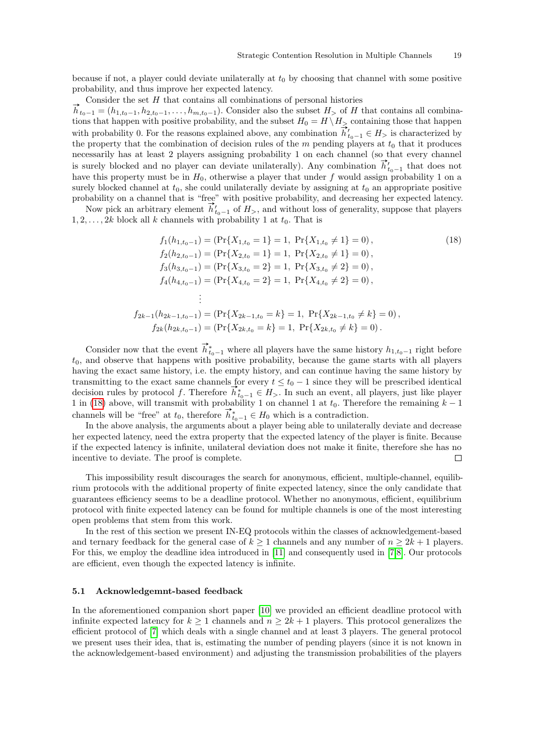because if not, a player could deviate unilaterally at $t_0$ by choosing that channel with some positive probability, and thus improve her expected latency.

Consider the set $H$ that contains all combinations of personal histories $\overrightarrow{h}_{t_0-1} = (h_{1,t_0-1}, h_{2,t_0-1}, \ldots, h_{m,t_0-1})$. Consider also the subset $H_>$ of $H$ that contains all combinations that happen with positive probability, and the subset $H_0 = H \setminus H_>$ containing those that happen with probability 0. For the reasons explained above, any combination $\overrightarrow{h}'_{t_0-1} \in H_>$ is characterized by the property that the combination of decision rules of the $m$ pending players at $t_0$ that it produces necessarily has at least 2 players assigning probability 1 on each channel (so that every channel is surely blocked and no player can deviate unilaterally). Any combination $\overrightarrow{h}'_{t_0-1}$ that does not have this property must be in $H_0$, otherwise a player that under $f$ would assign probability 1 on a surely blocked channel at $t_0$, she could unilaterally deviate by assigning at $t_0$ an appropriate positive probability on a channel that is "free" with positive probability, and decreasing her expected latency.

Now pick an arbitrary element $\overrightarrow{h}'_{t_0-1}$ of $H_>$, and without loss of generality, suppose that players $1, 2, \ldots, 2k$ block all $k$ channels with probability 1 at $t_0$. That is

$$
\begin{aligned}
f_1(h_{1,t_0-1}) &= \left(\Pr\{X_{1,t_0} = 1\} = 1,\ \Pr\{X_{1,t_0} \neq 1\} = 0\right), \\
f_2(h_{2,t_0-1}) &= \left(\Pr\{X_{2,t_0} = 1\} = 1,\ \Pr\{X_{2,t_0} \neq 1\} = 0\right), \\
f_3(h_{3,t_0-1}) &= \left(\Pr\{X_{3,t_0} = 2\} = 1,\ \Pr\{X_{3,t_0} \neq 2\} = 0\right), \\
f_4(h_{4,t_0-1}) &= \left(\Pr\{X_{4,t_0} = 2\} = 1,\ \Pr\{X_{4,t_0} \neq 2\} = 0\right), \\
&\ \ \vdots \\
f_{2k-1}(h_{2k-1,t_0-1}) &= \left(\Pr\{X_{2k-1,t_0} = k\} = 1,\ \Pr\{X_{2k-1,t_0} \neq k\} = 0\right), \\
f_{2k}(h_{2k,t_0-1}) &= \left(\Pr\{X_{2k,t_0} = k\} = 1,\ \Pr\{X_{2k,t_0} \neq k\} = 0\right).
\end{aligned}
\tag{18}
$$

Consider now that the event $\overrightarrow{h}^*_{t_0-1}$ where all players have the same history $h_{1,t_0-1}$ right before $t_0$, and observe that happens with positive probability, because the game starts with all players having the exact same history, i.e. the empty history, and can continue having the same history by transmitting to the exact same channels for every $t \leq t_0 - 1$ since they will be prescribed identical decision rules by protocol $f$. Therefore $\overrightarrow{h}^*_{t_0-1} \in H_>$. In such an event, all players, just like player 1 in (18) above, will transmit with probability 1 on channel 1 at $t_0$. Therefore the remaining $k-1$ channels will be "free" at $t_0$, therefore $\overrightarrow{h}^*_{t_0-1} \in H_0$ which is a contradiction.

In the above analysis, the arguments about a player being able to unilaterally deviate and decrease her expected latency, need the extra property that the expected latency of the player is finite. Because if the expected latency is infinite, unilateral deviation does not make it finite, therefore she has no incentive to deviate. The proof is complete. □

This impossibility result discourages the search for anonymous, efficient, multiple-channel, equilibrium protocols with the additional property of finite expected latency, since the only candidate that guarantees efficiency seems to be a deadline protocol. Whether no anonymous, efficient, equilibrium protocol with finite expected latency can be found for multiple channels is one of the most interesting open problems that stem from this work.

In the rest of this section we present IN-EQ protocols within the classes of acknowledgement-based and ternary feedback for the general case of $k \geq 1$ channels and any number of $n \geq 2k+1$ players. For this, we employ the deadline idea introduced in [11] and consequently used in [7,8]. Our protocols are efficient, even though the expected latency is infinite.

### 5.1 Acknowledgemnt-based feedback

In the aforementioned companion short paper [10] we provided an efficient deadline protocol with infinite expected latency for $k \geq 1$ channels and $n \geq 2k+1$ players. This protocol generalizes the efficient protocol of [7] which deals with a single channel and at least 3 players. The general protocol we present uses their idea, that is, estimating the number of pending players (since it is not known in the acknowledgement-based environment) and adjusting the transmission probabilities of the players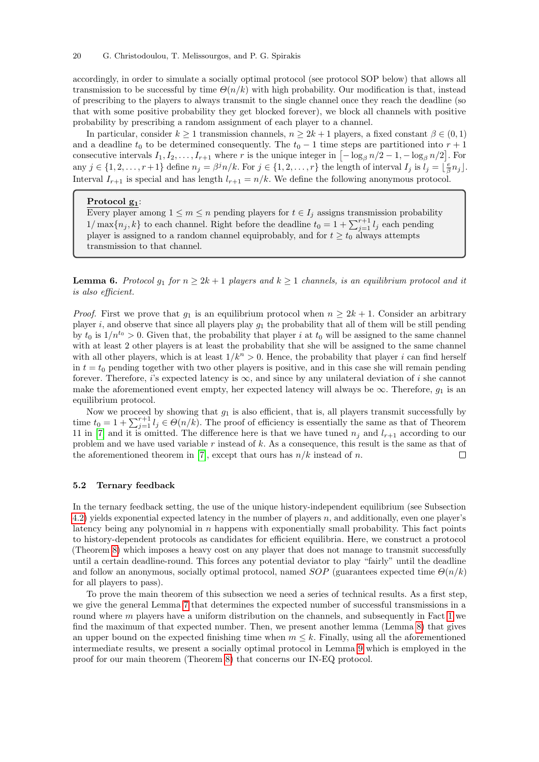accordingly, in order to simulate a socially optimal protocol (see protocol SOP below) that allows all transmission to be successful by time $\Theta(n/k)$ with high probability. Our modification is that, instead of prescribing to the players to always transmit to the single channel once they reach the deadline (so that with some positive probability they get blocked forever), we block all channels with positive probability by prescribing a random assignment of each player to a channel.

In particular, consider $k \geq 1$ transmission channels, $n \geq 2k+1$ players, a fixed constant $\beta \in (0,1)$ and a deadline $t_0$ to be determined consequently. The $t_0 - 1$ time steps are partitioned into $r+1$ consecutive intervals $I_1, I_2, \ldots, I_{r+1}$ where $r$ is the unique integer in $\left[-\log_\beta n/2 - 1, -\log_\beta n/2\right]$. For any $j \in \{1, 2, \ldots, r+1\}$ define $n_j = \beta^j n/k$. For $j \in \{1, 2, \ldots, r\}$ the length of interval $I_j$ is $l_j = \lfloor \frac{e}{\beta} n_j \rfloor$. Interval $I_{r+1}$ is special and has length $l_{r+1} = n/k$. We define the following anonymous protocol.

> **Protocol $\mathbf{g_1}$:**
> Every player among $1 \leq m \leq n$ pending players for $t \in I_j$ assigns transmission probability $1/\max\{n_j, k\}$ to each channel. Right before the deadline $t_0 = 1 + \sum_{j=1}^{r+1} l_j$ each pending player is assigned to a random channel equiprobably, and for $t \geq t_0$ always attempts transmission to that channel.

**Lemma 6.** *Protocol $g_1$ for $n \geq 2k+1$ players and $k \geq 1$ channels, is an equilibrium protocol and it is also efficient.*

*Proof.* First we prove that $g_1$ is an equilibrium protocol when $n \geq 2k+1$. Consider an arbitrary player $i$, and observe that since all players play $g_1$ the probability that all of them will be still pending by $t_0$ is $1/n^{t_0} > 0$. Given that, the probability that player $i$ at $t_0$ will be assigned to the same channel with at least 2 other players is at least the probability that she will be assigned to the same channel with all other players, which is at least $1/k^n > 0$. Hence, the probability that player $i$ can find herself in $t = t_0$ pending together with two other players is positive, and in this case she will remain pending forever. Therefore, $i$'s expected latency is $\infty$, and since by any unilateral deviation of $i$ she cannot make the aforementioned event empty, her expected latency will always be $\infty$. Therefore, $g_1$ is an equilibrium protocol.

Now we proceed by showing that $g_1$ is also efficient, that is, all players transmit successfully by time $t_0 = 1 + \sum_{j=1}^{r+1} l_j \in \Theta(n/k)$. The proof of efficiency is essentially the same as that of Theorem 11 in [7] and it is omitted. The difference here is that we have tuned $n_j$ and $l_{r+1}$ according to our problem and we have used variable $r$ instead of $k$. As a consequence, this result is the same as that of the aforementioned theorem in [7], except that ours has $n/k$ instead of $n$. ☐

### 5.2 Ternary feedback

In the ternary feedback setting, the use of the unique history-independent equilibrium (see Subsection 4.2) yields exponential expected latency in the number of players $n$, and additionally, even one player's latency being any polynomial in $n$ happens with exponentially small probability. This fact points to history-dependent protocols as candidates for efficient equilibria. Here, we construct a protocol (Theorem 8) which imposes a heavy cost on any player that does not manage to transmit successfully until a certain deadline-round. This forces any potential deviator to play "fairly" until the deadline and follow an anonymous, socially optimal protocol, named *SOP* (guarantees expected time $\Theta(n/k)$ for all players to pass).

To prove the main theorem of this subsection we need a series of technical results. As a first step, we give the general Lemma 7 that determines the expected number of successful transmissions in a round where $m$ players have a uniform distribution on the channels, and subsequently in Fact 1 we find the maximum of that expected number. Then, we present another lemma (Lemma 8) that gives an upper bound on the expected finishing time when $m \leq k$. Finally, using all the aforementioned intermediate results, we present a socially optimal protocol in Lemma 9 which is employed in the proof for our main theorem (Theorem 8) that concerns our IN-EQ protocol.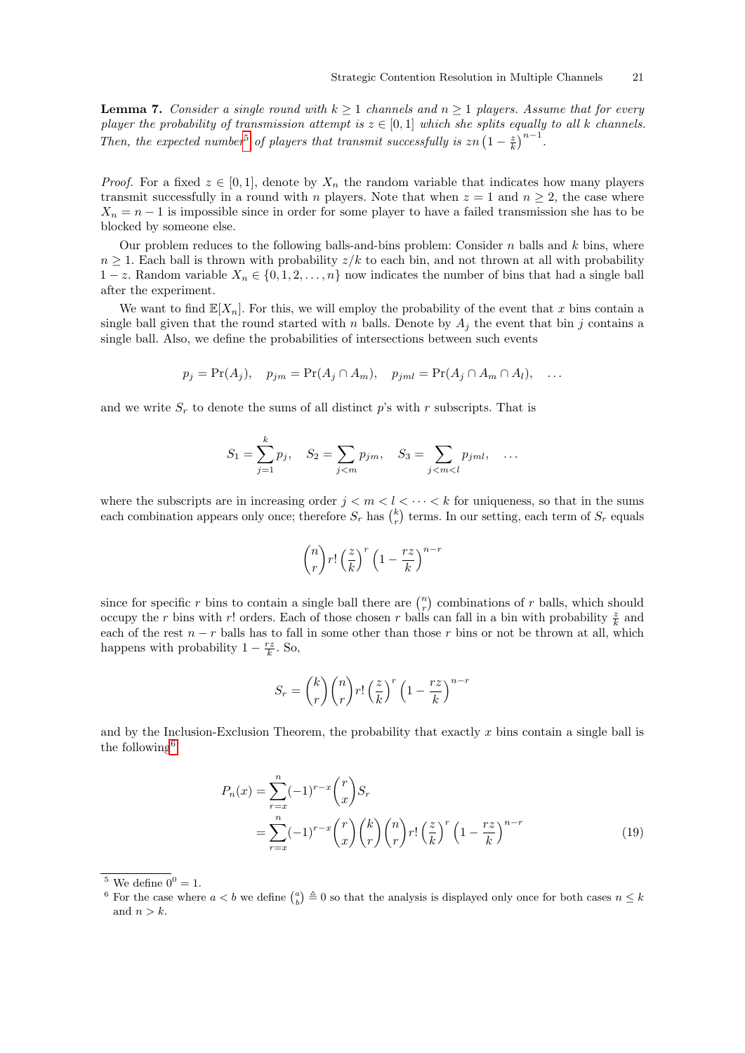**Lemma 7.** *Consider a single round with $k \geq 1$ channels and $n \geq 1$ players. Assume that for every player the probability of transmission attempt is $z \in [0,1]$ which she splits equally to all $k$ channels. Then, the expected number*[5] *of players that transmit successfully is $zn\left(1 - \frac{z}{k}\right)^{n-1}$.*

*Proof.* For a fixed $z \in [0,1]$, denote by $X_n$ the random variable that indicates how many players transmit successfully in a round with $n$ players. Note that when $z = 1$ and $n \geq 2$, the case where $X_n = n-1$ is impossible since in order for some player to have a failed transmission she has to be blocked by someone else.

Our problem reduces to the following balls-and-bins problem: Consider $n$ balls and $k$ bins, where $n \geq 1$. Each ball is thrown with probability $z/k$ to each bin, and not thrown at all with probability $1-z$. Random variable $X_n \in \{0, 1, 2, \ldots, n\}$ now indicates the number of bins that had a single ball after the experiment.

We want to find $\mathbb{E}[X_n]$. For this, we will employ the probability of the event that $x$ bins contain a single ball given that the round started with $n$ balls. Denote by $A_j$ the event that bin $j$ contains a single ball. Also, we define the probabilities of intersections between such events

$$p_j = \Pr(A_j), \quad p_{jm} = \Pr(A_j \cap A_m), \quad p_{jml} = \Pr(A_j \cap A_m \cap A_l), \quad \ldots$$

and we write $S_r$ to denote the sums of all distinct $p$'s with $r$ subscripts. That is

$$S_1 = \sum_{j=1}^{k} p_j, \quad S_2 = \sum_{j<m} p_{jm}, \quad S_3 = \sum_{j<m<l} p_{jml}, \quad \ldots$$

where the subscripts are in increasing order $j < m < l < \cdots < k$ for uniqueness, so that in the sums each combination appears only once; therefore $S_r$ has $\binom{k}{r}$ terms. In our setting, each term of $S_r$ equals

$$\binom{n}{r} r! \left(\frac{z}{k}\right)^r \left(1 - \frac{rz}{k}\right)^{n-r}$$

since for specific $r$ bins to contain a single ball there are $\binom{n}{r}$ combinations of $r$ balls, which should occupy the $r$ bins with $r!$ orders. Each of those chosen $r$ balls can fall in a bin with probability $\frac{z}{k}$ and each of the rest $n-r$ balls has to fall in some other than those $r$ bins or not be thrown at all, which happens with probability $1 - \frac{rz}{k}$. So,

$$S_r = \binom{k}{r}\binom{n}{r} r! \left(\frac{z}{k}\right)^r \left(1 - \frac{rz}{k}\right)^{n-r}$$

and by the Inclusion-Exclusion Theorem, the probability that exactly $x$ bins contain a single ball is the following[6]

$$\begin{aligned} P_n(x) &= \sum_{r=x}^{n} (-1)^{r-x} \binom{r}{x} S_r \\ &= \sum_{r=x}^{n} (-1)^{r-x} \binom{r}{x}\binom{k}{r}\binom{n}{r} r! \left(\frac{z}{k}\right)^r \left(1 - \frac{rz}{k}\right)^{n-r} \end{aligned} \tag{19}$$

---

[5] We define $0^0 = 1$.

[6] For the case where $a < b$ we define $\binom{a}{b} \triangleq 0$ so that the analysis is displayed only once for both cases $n \leq k$ and $n > k$.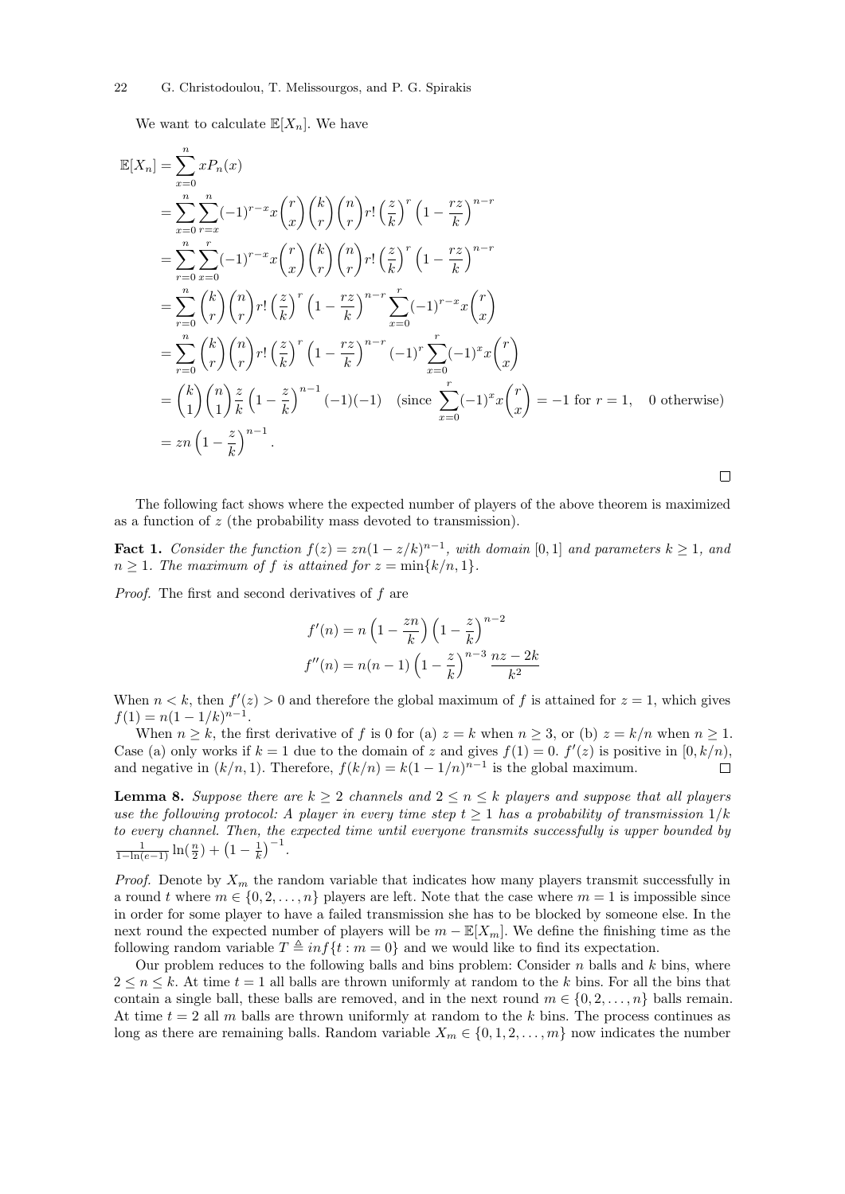We want to calculate $\mathbb{E}[X_n]$. We have

$$
\begin{aligned}
\mathbb{E}[X_n] &= \sum_{x=0}^{n} x P_n(x) \\
&= \sum_{x=0}^{n} \sum_{r=x}^{n} (-1)^{r-x} x \binom{r}{x} \binom{k}{r} \binom{n}{r} r! \left(\frac{z}{k}\right)^r \left(1 - \frac{rz}{k}\right)^{n-r} \\
&= \sum_{r=0}^{n} \sum_{x=0}^{r} (-1)^{r-x} x \binom{r}{x} \binom{k}{r} \binom{n}{r} r! \left(\frac{z}{k}\right)^r \left(1 - \frac{rz}{k}\right)^{n-r} \\
&= \sum_{r=0}^{n} \binom{k}{r} \binom{n}{r} r! \left(\frac{z}{k}\right)^r \left(1 - \frac{rz}{k}\right)^{n-r} \sum_{x=0}^{r} (-1)^{r-x} x \binom{r}{x} \\
&= \sum_{r=0}^{n} \binom{k}{r} \binom{n}{r} r! \left(\frac{z}{k}\right)^r \left(1 - \frac{rz}{k}\right)^{n-r} (-1)^r \sum_{x=0}^{r} (-1)^{x} x \binom{r}{x} \\
&= \binom{k}{1} \binom{n}{1} \frac{z}{k} \left(1 - \frac{z}{k}\right)^{n-1} (-1)(-1) \quad (\text{since } \sum_{x=0}^{r} (-1)^x x \binom{r}{x} = -1 \text{ for } r = 1, \quad 0 \text{ otherwise}) \\
&= zn \left(1 - \frac{z}{k}\right)^{n-1}.
\end{aligned}
$$

□

The following fact shows where the expected number of players of the above theorem is maximized as a function of $z$ (the probability mass devoted to transmission).

**Fact 1.** *Consider the function $f(z) = zn(1 - z/k)^{n-1}$, with domain $[0, 1]$ and parameters $k \geq 1$, and $n \geq 1$. The maximum of $f$ is attained for $z = \min\{k/n, 1\}$.*

*Proof.* The first and second derivatives of $f$ are

$$
\begin{aligned}
f'(n) &= n \left(1 - \frac{zn}{k}\right) \left(1 - \frac{z}{k}\right)^{n-2} \\
f''(n) &= n(n-1) \left(1 - \frac{z}{k}\right)^{n-3} \frac{nz - 2k}{k^2}
\end{aligned}
$$

When $n < k$, then $f'(z) > 0$ and therefore the global maximum of $f$ is attained for $z = 1$, which gives $f(1) = n(1 - 1/k)^{n-1}$.

When $n \geq k$, the first derivative of $f$ is 0 for (a) $z = k$ when $n \geq 3$, or (b) $z = k/n$ when $n \geq 1$. Case (a) only works if $k = 1$ due to the domain of $z$ and gives $f(1) = 0$. $f'(z)$ is positive in $[0, k/n)$, and negative in $(k/n, 1)$. Therefore, $f(k/n) = k(1 - 1/n)^{n-1}$ is the global maximum. □

**Lemma 8.** *Suppose there are $k \geq 2$ channels and $2 \leq n \leq k$ players and suppose that all players use the following protocol: A player in every time step $t \geq 1$ has a probability of transmission $1/k$ to every channel. Then, the expected time until everyone transmits successfully is upper bounded by $\frac{1}{1 - \ln(e-1)} \ln(\frac{n}{2}) + \left(1 - \frac{1}{k}\right)^{-1}$.*

*Proof.* Denote by $X_m$ the random variable that indicates how many players transmit successfully in a round $t$ where $m \in \{0, 2, \ldots, n\}$ players are left. Note that the case where $m = 1$ is impossible since in order for some player to have a failed transmission she has to be blocked by someone else. In the next round the expected number of players will be $m - \mathbb{E}[X_m]$. We define the finishing time as the following random variable $T \triangleq inf\{t : m = 0\}$ and we would like to find its expectation.

Our problem reduces to the following balls and bins problem: Consider $n$ balls and $k$ bins, where $2 \leq n \leq k$. At time $t = 1$ all balls are thrown uniformly at random to the $k$ bins. For all the bins that contain a single ball, these balls are removed, and in the next round $m \in \{0, 2, \ldots, n\}$ balls remain. At time $t = 2$ all $m$ balls are thrown uniformly at random to the $k$ bins. The process continues as long as there are remaining balls. Random variable $X_m \in \{0, 1, 2, \ldots, m\}$ now indicates the number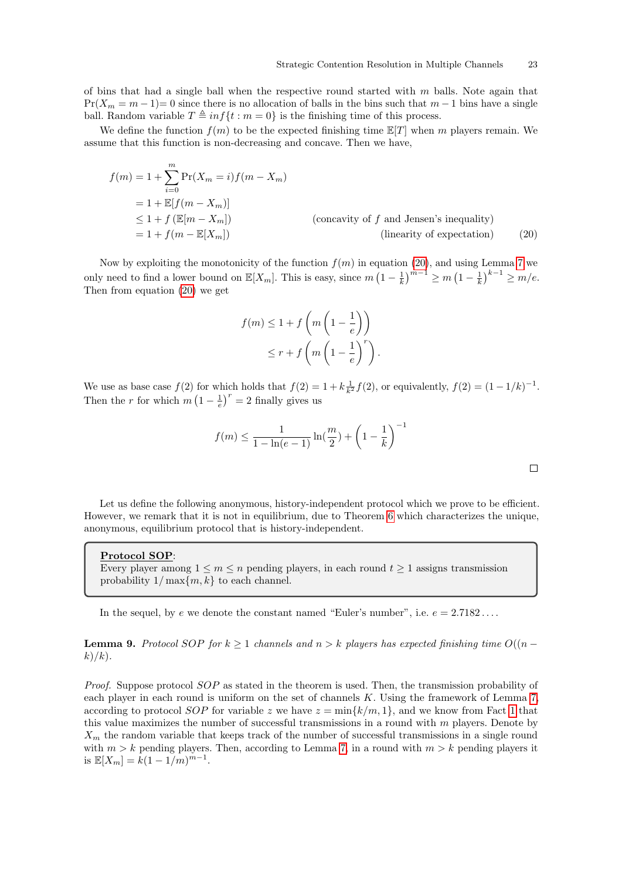of bins that had a single ball when the respective round started with $m$ balls. Note again that $\Pr(X_m = m-1) = 0$ since there is no allocation of balls in the bins such that $m-1$ bins have a single ball. Random variable $T \triangleq inf\{t : m = 0\}$ is the finishing time of this process.

We define the function $f(m)$ to be the expected finishing time $\mathbb{E}[T]$ when $m$ players remain. We assume that this function is non-decreasing and concave. Then we have,

$$
\begin{aligned}
f(m) &= 1 + \sum_{i=0}^{m} \Pr(X_m = i) f(m - X_m) \\
&= 1 + \mathbb{E}[f(m - X_m)] \\
&\leq 1 + f\left(\mathbb{E}[m - X_m]\right) && \text{(concavity of } f \text{ and Jensen's inequality)} \\
&= 1 + f(m - \mathbb{E}[X_m]) && \text{(linearity of expectation)} \qquad (20)
\end{aligned}
$$

Now by exploiting the monotonicity of the function $f(m)$ in equation (20), and using Lemma 7 we only need to find a lower bound on $\mathbb{E}[X_m]$. This is easy, since $m\left(1 - \frac{1}{k}\right)^{m-1} \geq m\left(1 - \frac{1}{k}\right)^{k-1} \geq m/e$. Then from equation (20) we get

$$
\begin{aligned}
f(m) &\leq 1 + f\left(m\left(1 - \frac{1}{e}\right)\right) \\
&\leq r + f\left(m\left(1 - \frac{1}{e}\right)^r\right).
\end{aligned}
$$

We use as base case $f(2)$ for which holds that $f(2) = 1 + k\frac{1}{k^2}f(2)$, or equivalently, $f(2) = (1 - 1/k)^{-1}$. Then the $r$ for which $m\left(1 - \frac{1}{e}\right)^r = 2$ finally gives us

$$
f(m) \leq \frac{1}{1 - \ln(e-1)} \ln(\frac{m}{2}) + \left(1 - \frac{1}{k}\right)^{-1}
$$

□

Let us define the following anonymous, history-independent protocol which we prove to be efficient. However, we remark that it is not in equilibrium, due to Theorem 6 which characterizes the unique, anonymous, equilibrium protocol that is history-independent.

> **Protocol SOP**:
> Every player among $1 \leq m \leq n$ pending players, in each round $t \geq 1$ assigns transmission probability $1/\max\{m, k\}$ to each channel.

In the sequel, by $e$ we denote the constant named "Euler's number", i.e. $e = 2.7182\ldots$.

**Lemma 9.** *Protocol SOP for $k \geq 1$ channels and $n > k$ players has expected finishing time $O((n-k)/k)$.*

*Proof.* Suppose protocol $SOP$ as stated in the theorem is used. Then, the transmission probability of each player in each round is uniform on the set of channels $K$. Using the framework of Lemma 7, according to protocol $SOP$ for variable $z$ we have $z = \min\{k/m, 1\}$, and we know from Fact 1 that this value maximizes the number of successful transmissions in a round with $m$ players. Denote by $X_m$ the random variable that keeps track of the number of successful transmissions in a single round with $m > k$ pending players. Then, according to Lemma 7, in a round with $m > k$ pending players it is $\mathbb{E}[X_m] = k(1 - 1/m)^{m-1}$.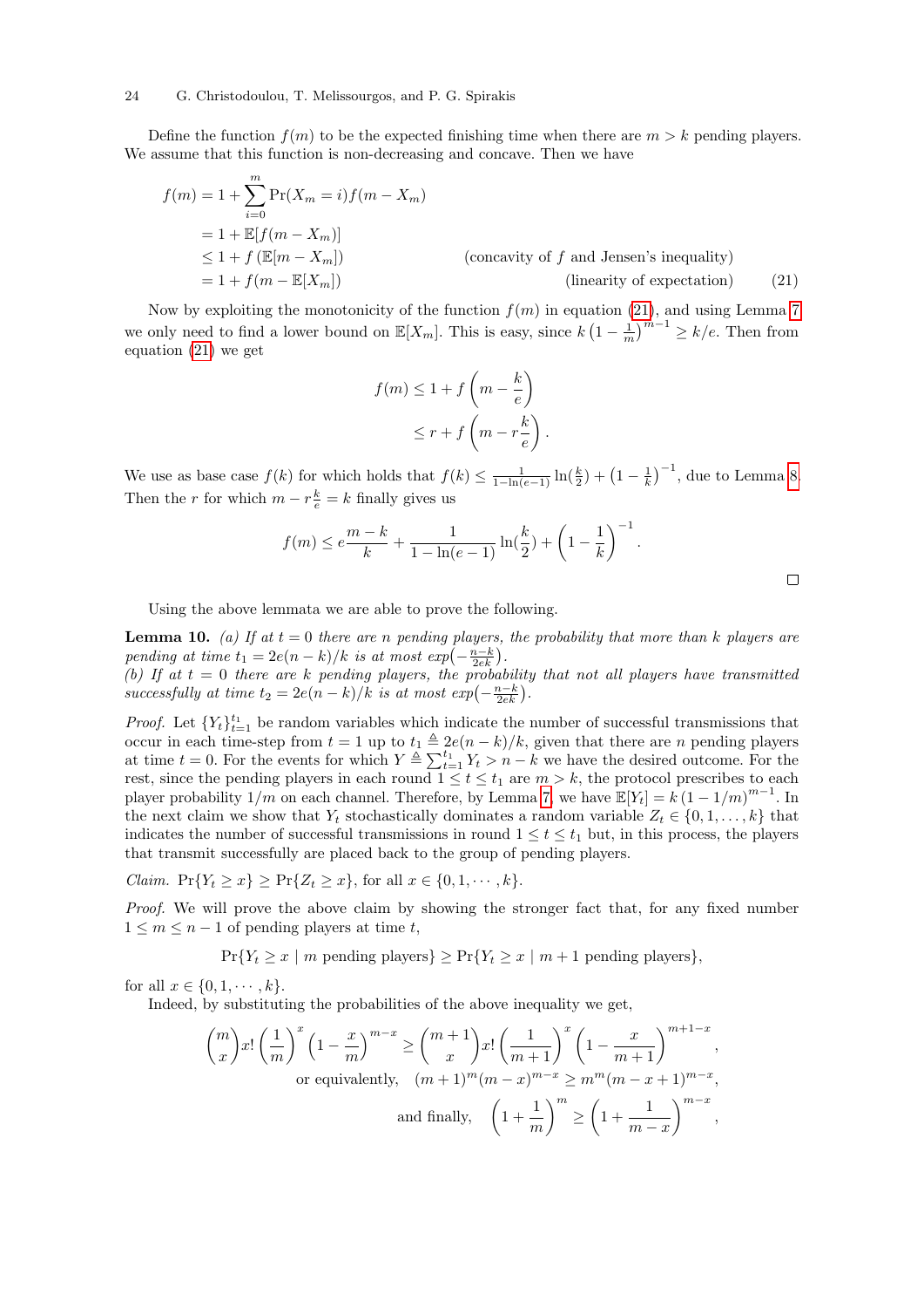Define the function $f(m)$ to be the expected finishing time when there are $m > k$ pending players. We assume that this function is non-decreasing and concave. Then we have

$$
\begin{aligned}
f(m) &= 1 + \sum_{i=0}^{m} \Pr(X_m = i) f(m - X_m) \\
&= 1 + \mathbb{E}[f(m - X_m)] \\
&\leq 1 + f\left(\mathbb{E}[m - X_m]\right) && \text{(concavity of } f \text{ and Jensen's inequality)} \\
&= 1 + f(m - \mathbb{E}[X_m]) && \text{(linearity of expectation)} \qquad (21)
\end{aligned}
$$

Now by exploiting the monotonicity of the function $f(m)$ in equation (21), and using Lemma 7 we only need to find a lower bound on $\mathbb{E}[X_m]$. This is easy, since $k\left(1 - \frac{1}{m}\right)^{m-1} \geq k/e$. Then from equation (21) we get

$$
\begin{aligned}
f(m) &\leq 1 + f\left(m - \frac{k}{e}\right) \\
&\leq r + f\left(m - r\frac{k}{e}\right).
\end{aligned}
$$

We use as base case $f(k)$ for which holds that $f(k) \leq \frac{1}{1-\ln(e-1)} \ln(\frac{k}{2}) + \left(1 - \frac{1}{k}\right)^{-1}$, due to Lemma 8. Then the $r$ for which $m - r\frac{k}{e} = k$ finally gives us

$$
f(m) \leq e\frac{m-k}{k} + \frac{1}{1-\ln(e-1)} \ln(\frac{k}{2}) + \left(1 - \frac{1}{k}\right)^{-1}.
$$

□

Using the above lemmata we are able to prove the following.

**Lemma 10.** *(a) If at $t = 0$ there are $n$ pending players, the probability that more than $k$ players are pending at time $t_1 = 2e(n-k)/k$ is at most $exp\left(-\frac{n-k}{2ek}\right)$.*
*(b) If at $t = 0$ there are $k$ pending players, the probability that not all players have transmitted successfully at time $t_2 = 2e(n-k)/k$ is at most $exp\left(-\frac{n-k}{2ek}\right)$.*

*Proof.* Let $\{Y_t\}_{t=1}^{t_1}$ be random variables which indicate the number of successful transmissions that occur in each time-step from $t = 1$ up to $t_1 \triangleq 2e(n-k)/k$, given that there are $n$ pending players at time $t = 0$. For the events for which $Y \triangleq \sum_{t=1}^{t_1} Y_t > n - k$ we have the desired outcome. For the rest, since the pending players in each round $1 \leq t \leq t_1$ are $m > k$, the protocol prescribes to each player probability $1/m$ on each channel. Therefore, by Lemma 7, we have $\mathbb{E}[Y_t] = k\left(1 - 1/m\right)^{m-1}$. In the next claim we show that $Y_t$ stochastically dominates a random variable $Z_t \in \{0, 1, \ldots, k\}$ that indicates the number of successful transmissions in round $1 \leq t \leq t_1$ but, in this process, the players that transmit successfully are placed back to the group of pending players.

*Claim.* $\Pr\{Y_t \geq x\} \geq \Pr\{Z_t \geq x\}$, for all $x \in \{0, 1, \cdots, k\}$.

*Proof.* We will prove the above claim by showing the stronger fact that, for any fixed number $1 \leq m \leq n-1$ of pending players at time $t$,

$$
\Pr\{Y_t \geq x \mid m \text{ pending players}\} \geq \Pr\{Y_t \geq x \mid m+1 \text{ pending players}\},
$$

for all $x \in \{0, 1, \cdots, k\}$.

Indeed, by substituting the probabilities of the above inequality we get,

$$
\binom{m}{x} x! \left(\frac{1}{m}\right)^x \left(1 - \frac{x}{m}\right)^{m-x} \geq \binom{m+1}{x} x! \left(\frac{1}{m+1}\right)^x \left(1 - \frac{x}{m+1}\right)^{m+1-x},
$$

$$
\text{or equivalently,} \quad (m+1)^m (m-x)^{m-x} \geq m^m (m-x+1)^{m-x},
$$

$$
\text{and finally,} \quad \left(1 + \frac{1}{m}\right)^m \geq \left(1 + \frac{1}{m-x}\right)^{m-x},
$$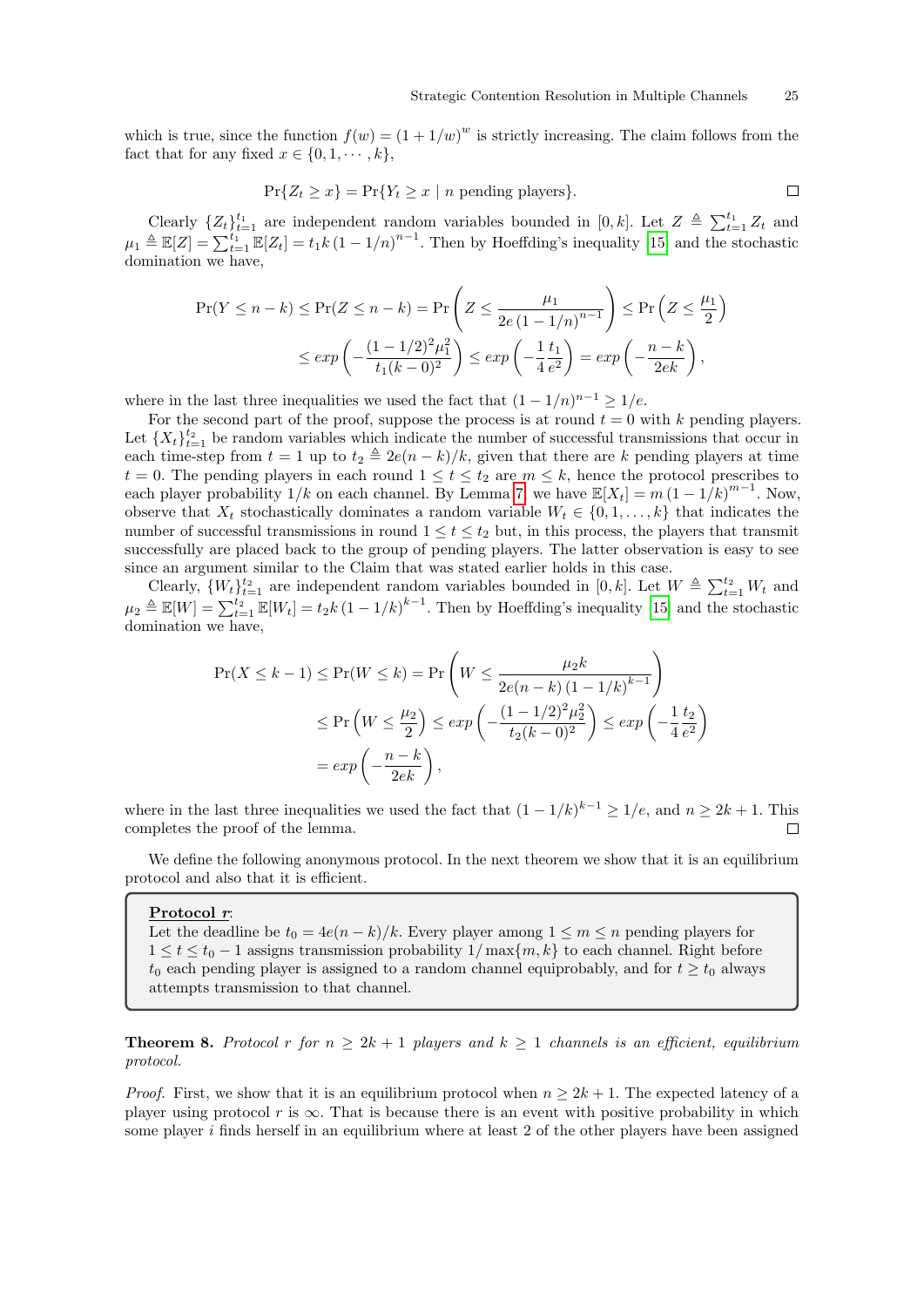which is true, since the function $f(w) = (1+1/w)^w$ is strictly increasing. The claim follows from the fact that for any fixed $x \in \{0, 1, \cdots, k\}$,

$$\Pr\{Z_t \geq x\} = \Pr\{Y_t \geq x \mid n \text{ pending players}\}.$$

□

Clearly $\{Z_t\}_{t=1}^{t_1}$ are independent random variables bounded in $[0, k]$. Let $Z \triangleq \sum_{t=1}^{t_1} Z_t$ and $\mu_1 \triangleq \mathbb{E}[Z] = \sum_{t=1}^{t_1} \mathbb{E}[Z_t] = t_1 k \left(1 - 1/n\right)^{n-1}$. Then by Hoeffding's inequality [15] and the stochastic domination we have,

$$\Pr(Y \leq n-k) \leq \Pr(Z \leq n-k) = \Pr\left(Z \leq \frac{\mu_1}{2e\left(1-1/n\right)^{n-1}}\right) \leq \Pr\left(Z \leq \frac{\mu_1}{2}\right)$$
$$\leq exp\left(-\frac{(1-1/2)^2 \mu_1^2}{t_1(k-0)^2}\right) \leq exp\left(-\frac{1}{4}\frac{t_1}{e^2}\right) = exp\left(-\frac{n-k}{2ek}\right),$$

where in the last three inequalities we used the fact that $(1-1/n)^{n-1} \geq 1/e$.

For the second part of the proof, suppose the process is at round $t = 0$ with $k$ pending players. Let $\{X_t\}_{t=1}^{t_2}$ be random variables which indicate the number of successful transmissions that occur in each time-step from $t = 1$ up to $t_2 \triangleq 2e(n-k)/k$, given that there are $k$ pending players at time $t = 0$. The pending players in each round $1 \leq t \leq t_2$ are $m \leq k$, hence the protocol prescribes to each player probability $1/k$ on each channel. By Lemma 7, we have $\mathbb{E}[X_t] = m\left(1 - 1/k\right)^{m-1}$. Now, observe that $X_t$ stochastically dominates a random variable $W_t \in \{0, 1, \ldots, k\}$ that indicates the number of successful transmissions in round $1 \leq t \leq t_2$ but, in this process, the players that transmit successfully are placed back to the group of pending players. The latter observation is easy to see since an argument similar to the Claim that was stated earlier holds in this case.

Clearly, $\{W_t\}_{t=1}^{t_2}$ are independent random variables bounded in $[0, k]$. Let $W \triangleq \sum_{t=1}^{t_2} W_t$ and $\mu_2 \triangleq \mathbb{E}[W] = \sum_{t=1}^{t_2} \mathbb{E}[W_t] = t_2 k \left(1 - 1/k\right)^{k-1}$. Then by Hoeffding's inequality [15] and the stochastic domination we have,

$$\Pr(X \leq k-1) \leq \Pr(W \leq k) = \Pr\left(W \leq \frac{\mu_2 k}{2e(n-k)\left(1-1/k\right)^{k-1}}\right)$$
$$\leq \Pr\left(W \leq \frac{\mu_2}{2}\right) \leq exp\left(-\frac{(1-1/2)^2 \mu_2^2}{t_2(k-0)^2}\right) \leq exp\left(-\frac{1}{4}\frac{t_2}{e^2}\right)$$
$$= exp\left(-\frac{n-k}{2ek}\right),$$

where in the last three inequalities we used the fact that $(1-1/k)^{k-1} \geq 1/e$, and $n \geq 2k+1$. This completes the proof of the lemma. □

We define the following anonymous protocol. In the next theorem we show that it is an equilibrium protocol and also that it is efficient.

> **Protocol *r***:
> Let the deadline be $t_0 = 4e(n-k)/k$. Every player among $1 \leq m \leq n$ pending players for $1 \leq t \leq t_0 - 1$ assigns transmission probability $1/\max\{m, k\}$ to each channel. Right before $t_0$ each pending player is assigned to a random channel equiprobably, and for $t \geq t_0$ always attempts transmission to that channel.

**Theorem 8.** *Protocol r for $n \geq 2k+1$ players and $k \geq 1$ channels is an efficient, equilibrium protocol.*

*Proof.* First, we show that it is an equilibrium protocol when $n \geq 2k+1$. The expected latency of a player using protocol $r$ is $\infty$. That is because there is an event with positive probability in which some player $i$ finds herself in an equilibrium where at least 2 of the other players have been assigned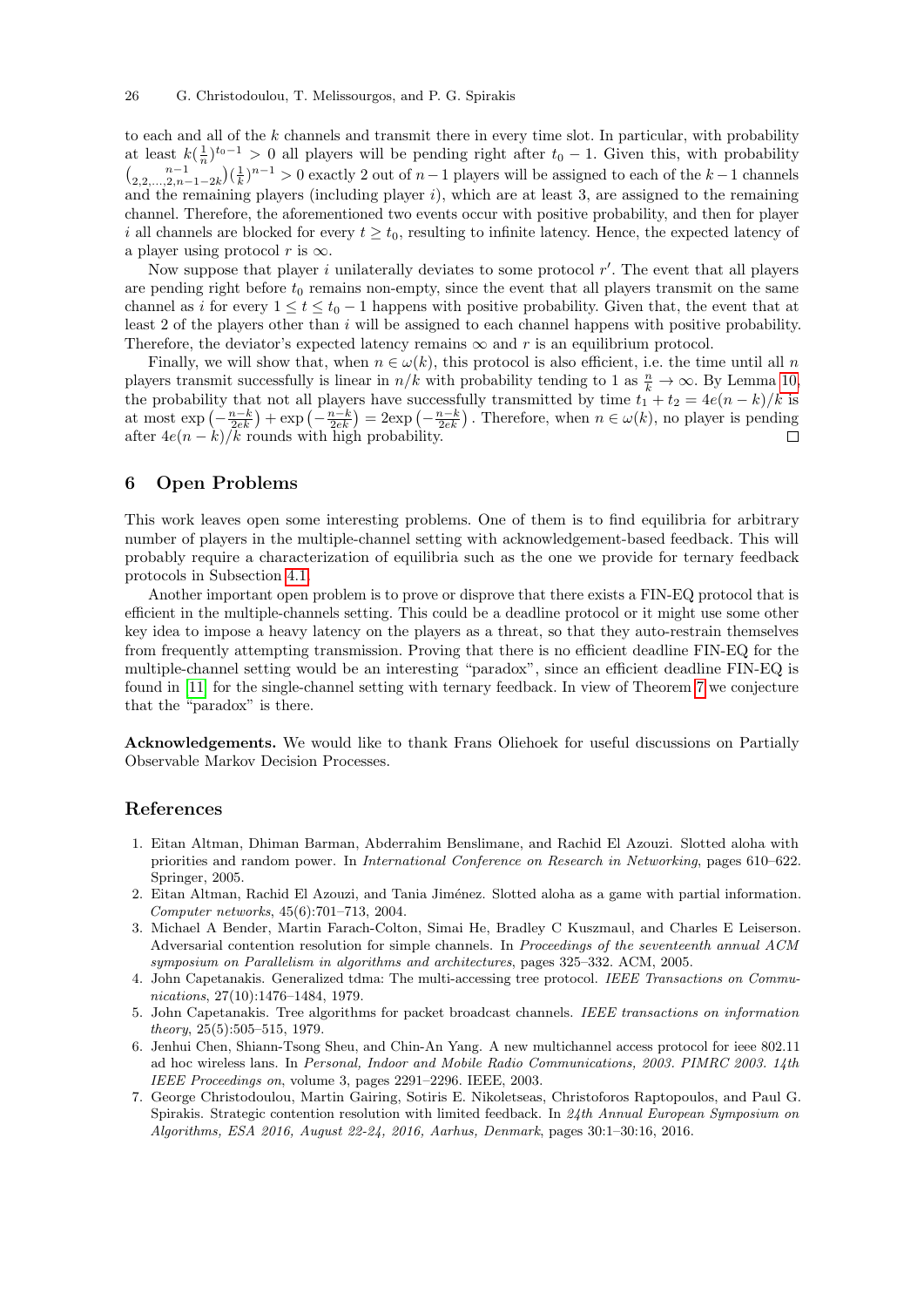to each and all of the $k$ channels and transmit there in every time slot. In particular, with probability at least $k(\frac{1}{n})^{t_0-1} > 0$ all players will be pending right after $t_0 - 1$. Given this, with probability $\binom{n-1}{2,2,\ldots,2,n-1-2k}(\frac{1}{k})^{n-1} > 0$ exactly 2 out of $n-1$ players will be assigned to each of the $k-1$ channels and the remaining players (including player $i$), which are at least 3, are assigned to the remaining channel. Therefore, the aforementioned two events occur with positive probability, and then for player $i$ all channels are blocked for every $t \geq t_0$, resulting to infinite latency. Hence, the expected latency of a player using protocol $r$ is $\infty$.

Now suppose that player $i$ unilaterally deviates to some protocol $r'$. The event that all players are pending right before $t_0$ remains non-empty, since the event that all players transmit on the same channel as $i$ for every $1 \leq t \leq t_0 - 1$ happens with positive probability. Given that, the event that at least 2 of the players other than $i$ will be assigned to each channel happens with positive probability. Therefore, the deviator's expected latency remains $\infty$ and $r$ is an equilibrium protocol.

Finally, we will show that, when $n \in \omega(k)$, this protocol is also efficient, i.e. the time until all $n$ players transmit successfully is linear in $n/k$ with probability tending to 1 as $\frac{n}{k} \to \infty$. By Lemma 10, the probability that not all players have successfully transmitted by time $t_1 + t_2 = 4e(n-k)/k$ is at most $\exp\left(-\frac{n-k}{2ek}\right) + \exp\left(-\frac{n-k}{2ek}\right) = 2\exp\left(-\frac{n-k}{2ek}\right)$. Therefore, when $n \in \omega(k)$, no player is pending after $4e(n-k)/k$ rounds with high probability. □

## 6 Open Problems

This work leaves open some interesting problems. One of them is to find equilibria for arbitrary number of players in the multiple-channel setting with acknowledgement-based feedback. This will probably require a characterization of equilibria such as the one we provide for ternary feedback protocols in Subsection 4.1.

Another important open problem is to prove or disprove that there exists a FIN-EQ protocol that is efficient in the multiple-channels setting. This could be a deadline protocol or it might use some other key idea to impose a heavy latency on the players as a threat, so that they auto-restrain themselves from frequently attempting transmission. Proving that there is no efficient deadline FIN-EQ for the multiple-channel setting would be an interesting "paradox", since an efficient deadline FIN-EQ is found in [11] for the single-channel setting with ternary feedback. In view of Theorem 7 we conjecture that the "paradox" is there.

**Acknowledgements.** We would like to thank Frans Oliehoek for useful discussions on Partially Observable Markov Decision Processes.

## References

1. Eitan Altman, Dhiman Barman, Abderrahim Benslimane, and Rachid El Azouzi. Slotted aloha with priorities and random power. In *International Conference on Research in Networking*, pages 610–622. Springer, 2005.
2. Eitan Altman, Rachid El Azouzi, and Tania Jiménez. Slotted aloha as a game with partial information. *Computer networks*, 45(6):701–713, 2004.
3. Michael A Bender, Martin Farach-Colton, Simai He, Bradley C Kuszmaul, and Charles E Leiserson. Adversarial contention resolution for simple channels. In *Proceedings of the seventeenth annual ACM symposium on Parallelism in algorithms and architectures*, pages 325–332. ACM, 2005.
4. John Capetanakis. Generalized tdma: The multi-accessing tree protocol. *IEEE Transactions on Communications*, 27(10):1476–1484, 1979.
5. John Capetanakis. Tree algorithms for packet broadcast channels. *IEEE transactions on information theory*, 25(5):505–515, 1979.
6. Jenhui Chen, Shiann-Tsong Sheu, and Chin-An Yang. A new multichannel access protocol for ieee 802.11 ad hoc wireless lans. In *Personal, Indoor and Mobile Radio Communications, 2003. PIMRC 2003. 14th IEEE Proceedings on*, volume 3, pages 2291–2296. IEEE, 2003.
7. George Christodoulou, Martin Gairing, Sotiris E. Nikoletseas, Christoforos Raptopoulos, and Paul G. Spirakis. Strategic contention resolution with limited feedback. In *24th Annual European Symposium on Algorithms, ESA 2016, August 22-24, 2016, Aarhus, Denmark*, pages 30:1–30:16, 2016.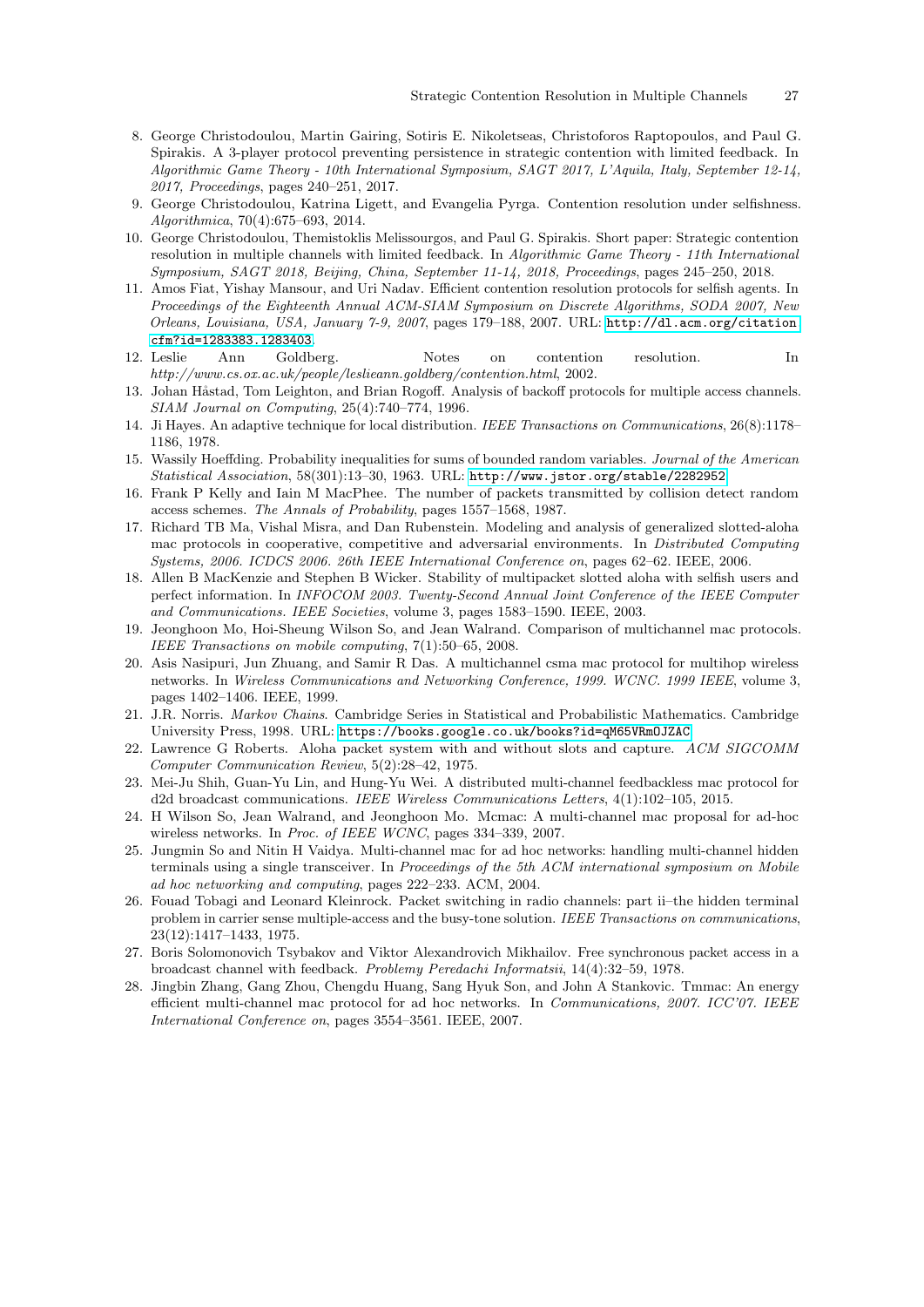8. George Christodoulou, Martin Gairing, Sotiris E. Nikoletseas, Christoforos Raptopoulos, and Paul G. Spirakis. A 3-player protocol preventing persistence in strategic contention with limited feedback. In *Algorithmic Game Theory - 10th International Symposium, SAGT 2017, L'Aquila, Italy, September 12-14, 2017, Proceedings*, pages 240–251, 2017.
9. George Christodoulou, Katrina Ligett, and Evangelia Pyrga. Contention resolution under selfishness. *Algorithmica*, 70(4):675–693, 2014.
10. George Christodoulou, Themistoklis Melissourgos, and Paul G. Spirakis. Short paper: Strategic contention resolution in multiple channels with limited feedback. In *Algorithmic Game Theory - 11th International Symposium, SAGT 2018, Beijing, China, September 11-14, 2018, Proceedings*, pages 245–250, 2018.
11. Amos Fiat, Yishay Mansour, and Uri Nadav. Efficient contention resolution protocols for selfish agents. In *Proceedings of the Eighteenth Annual ACM-SIAM Symposium on Discrete Algorithms, SODA 2007, New Orleans, Louisiana, USA, January 7-9, 2007*, pages 179–188, 2007. URL: http://dl.acm.org/citation.cfm?id=1283383.1283403.
12. Leslie Ann Goldberg. Notes on contention resolution. In *http://www.cs.ox.ac.uk/people/leslieann.goldberg/contention.html*, 2002.
13. Johan Håstad, Tom Leighton, and Brian Rogoff. Analysis of backoff protocols for multiple access channels. *SIAM Journal on Computing*, 25(4):740–774, 1996.
14. Ji Hayes. An adaptive technique for local distribution. *IEEE Transactions on Communications*, 26(8):1178–1186, 1978.
15. Wassily Hoeffding. Probability inequalities for sums of bounded random variables. *Journal of the American Statistical Association*, 58(301):13–30, 1963. URL: http://www.jstor.org/stable/2282952.
16. Frank P Kelly and Iain M MacPhee. The number of packets transmitted by collision detect random access schemes. *The Annals of Probability*, pages 1557–1568, 1987.
17. Richard TB Ma, Vishal Misra, and Dan Rubenstein. Modeling and analysis of generalized slotted-aloha mac protocols in cooperative, competitive and adversarial environments. In *Distributed Computing Systems, 2006. ICDCS 2006. 26th IEEE International Conference on*, pages 62–62. IEEE, 2006.
18. Allen B MacKenzie and Stephen B Wicker. Stability of multipacket slotted aloha with selfish users and perfect information. In *INFOCOM 2003. Twenty-Second Annual Joint Conference of the IEEE Computer and Communications. IEEE Societies*, volume 3, pages 1583–1590. IEEE, 2003.
19. Jeonghoon Mo, Hoi-Sheung Wilson So, and Jean Walrand. Comparison of multichannel mac protocols. *IEEE Transactions on mobile computing*, 7(1):50–65, 2008.
20. Asis Nasipuri, Jun Zhuang, and Samir R Das. A multichannel csma mac protocol for multihop wireless networks. In *Wireless Communications and Networking Conference, 1999. WCNC. 1999 IEEE*, volume 3, pages 1402–1406. IEEE, 1999.
21. J.R. Norris. *Markov Chains*. Cambridge Series in Statistical and Probabilistic Mathematics. Cambridge University Press, 1998. URL: https://books.google.co.uk/books?id=qM65VRmOJZAC.
22. Lawrence G Roberts. Aloha packet system with and without slots and capture. *ACM SIGCOMM Computer Communication Review*, 5(2):28–42, 1975.
23. Mei-Ju Shih, Guan-Yu Lin, and Hung-Yu Wei. A distributed multi-channel feedbackless mac protocol for d2d broadcast communications. *IEEE Wireless Communications Letters*, 4(1):102–105, 2015.
24. H Wilson So, Jean Walrand, and Jeonghoon Mo. Mcmac: A multi-channel mac proposal for ad-hoc wireless networks. In *Proc. of IEEE WCNC*, pages 334–339, 2007.
25. Jungmin So and Nitin H Vaidya. Multi-channel mac for ad hoc networks: handling multi-channel hidden terminals using a single transceiver. In *Proceedings of the 5th ACM international symposium on Mobile ad hoc networking and computing*, pages 222–233. ACM, 2004.
26. Fouad Tobagi and Leonard Kleinrock. Packet switching in radio channels: part ii–the hidden terminal problem in carrier sense multiple-access and the busy-tone solution. *IEEE Transactions on communications*, 23(12):1417–1433, 1975.
27. Boris Solomonovich Tsybakov and Viktor Alexandrovich Mikhailov. Free synchronous packet access in a broadcast channel with feedback. *Problemy Peredachi Informatsii*, 14(4):32–59, 1978.
28. Jingbin Zhang, Gang Zhou, Chengdu Huang, Sang Hyuk Son, and John A Stankovic. Tmmac: An energy efficient multi-channel mac protocol for ad hoc networks. In *Communications, 2007. ICC'07. IEEE International Conference on*, pages 3554–3561. IEEE, 2007.